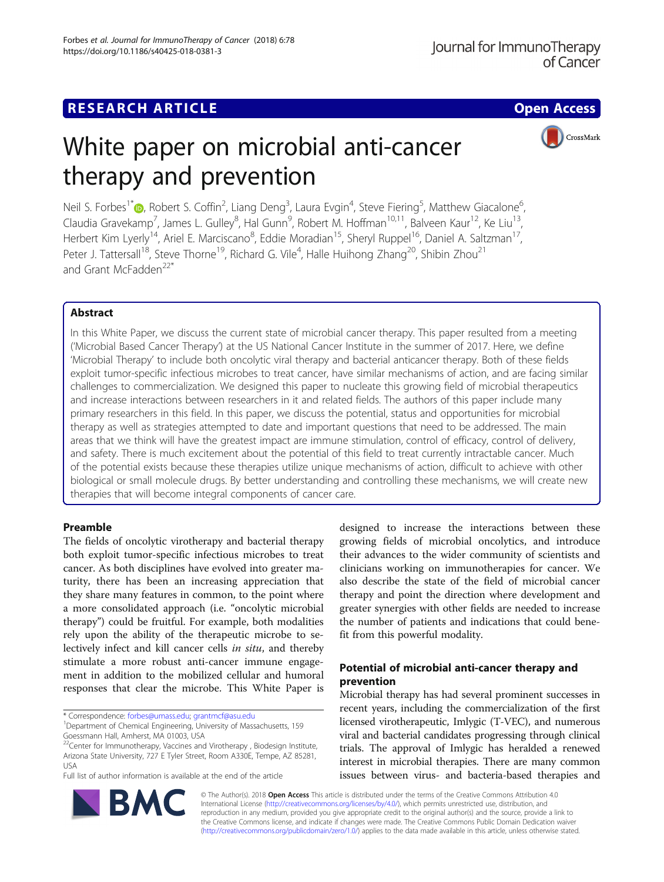RESEARCH ARTICLE

Open Access

# White paper on microbial anti-cancer therapy and prevention

Neil S. Forbes[1*], Robert S. Coffin[2], Liang Deng[3], Laura Evgin[4], Steve Fiering[5], Matthew Giacalone[6], Claudia Gravekamp[7], James L. Gulley[8], Hal Gunn[9], Robert M. Hoffman[10,11], Balveen Kaur[12], Ke Liu[13], Herbert Kim Lyerly[14], Ariel E. Marciscano[8], Eddie Moradian[15], Sheryl Ruppel[16], Daniel A. Saltzman[17], Peter J. Tattersall[18], Steve Thorne[19], Richard G. Vile[4], Halle Huihong Zhang[20], Shibin Zhou[21] and Grant McFadden[22*]

## Abstract

In this White Paper, we discuss the current state of microbial cancer therapy. This paper resulted from a meeting ('Microbial Based Cancer Therapy') at the US National Cancer Institute in the summer of 2017. Here, we define 'Microbial Therapy' to include both oncolytic viral therapy and bacterial anticancer therapy. Both of these fields exploit tumor-specific infectious microbes to treat cancer, have similar mechanisms of action, and are facing similar challenges to commercialization. We designed this paper to nucleate this growing field of microbial therapeutics and increase interactions between researchers in it and related fields. The authors of this paper include many primary researchers in this field. In this paper, we discuss the potential, status and opportunities for microbial therapy as well as strategies attempted to date and important questions that need to be addressed. The main areas that we think will have the greatest impact are immune stimulation, control of efficacy, control of delivery, and safety. There is much excitement about the potential of this field to treat currently intractable cancer. Much of the potential exists because these therapies utilize unique mechanisms of action, difficult to achieve with other biological or small molecule drugs. By better understanding and controlling these mechanisms, we will create new therapies that will become integral components of cancer care.

## Preamble

The fields of oncolytic virotherapy and bacterial therapy both exploit tumor-specific infectious microbes to treat cancer. As both disciplines have evolved into greater maturity, there has been an increasing appreciation that they share many features in common, to the point where a more consolidated approach (i.e. "oncolytic microbial therapy") could be fruitful. For example, both modalities rely upon the ability of the therapeutic microbe to selectively infect and kill cancer cells *in situ*, and thereby stimulate a more robust anti-cancer immune engagement in addition to the mobilized cellular and humoral responses that clear the microbe. This White Paper is designed to increase the interactions between these growing fields of microbial oncolytics, and introduce their advances to the wider community of scientists and clinicians working on immunotherapies for cancer. We also describe the state of the field of microbial cancer therapy and point the direction where development and greater synergies with other fields are needed to increase the number of patients and indications that could benefit from this powerful modality.

## Potential of microbial anti-cancer therapy and prevention

Microbial therapy has had several prominent successes in recent years, including the commercialization of the first licensed virotherapeutic, Imlygic (T-VEC), and numerous viral and bacterial candidates progressing through clinical trials. The approval of Imlygic has heralded a renewed interest in microbial therapies. There are many common issues between virus- and bacteria-based therapies and

\* Correspondence: forbes@umass.edu; grantmcf@asu.edu
[1]Department of Chemical Engineering, University of Massachusetts, 159 Goessmann Hall, Amherst, MA 01003, USA
[22]Center for Immunotherapy, Vaccines and Virotherapy , Biodesign Institute, Arizona State University, 727 E Tyler Street, Room A330E, Tempe, AZ 85281, USA
Full list of author information is available at the end of the article

© The Author(s). 2018 **Open Access** This article is distributed under the terms of the Creative Commons Attribution 4.0 International License (http://creativecommons.org/licenses/by/4.0/), which permits unrestricted use, distribution, and reproduction in any medium, provided you give appropriate credit to the original author(s) and the source, provide a link to the Creative Commons license, and indicate if changes were made. The Creative Commons Public Domain Dedication waiver (http://creativecommons.org/publicdomain/zero/1.0/) applies to the data made available in this article, unless otherwise stated.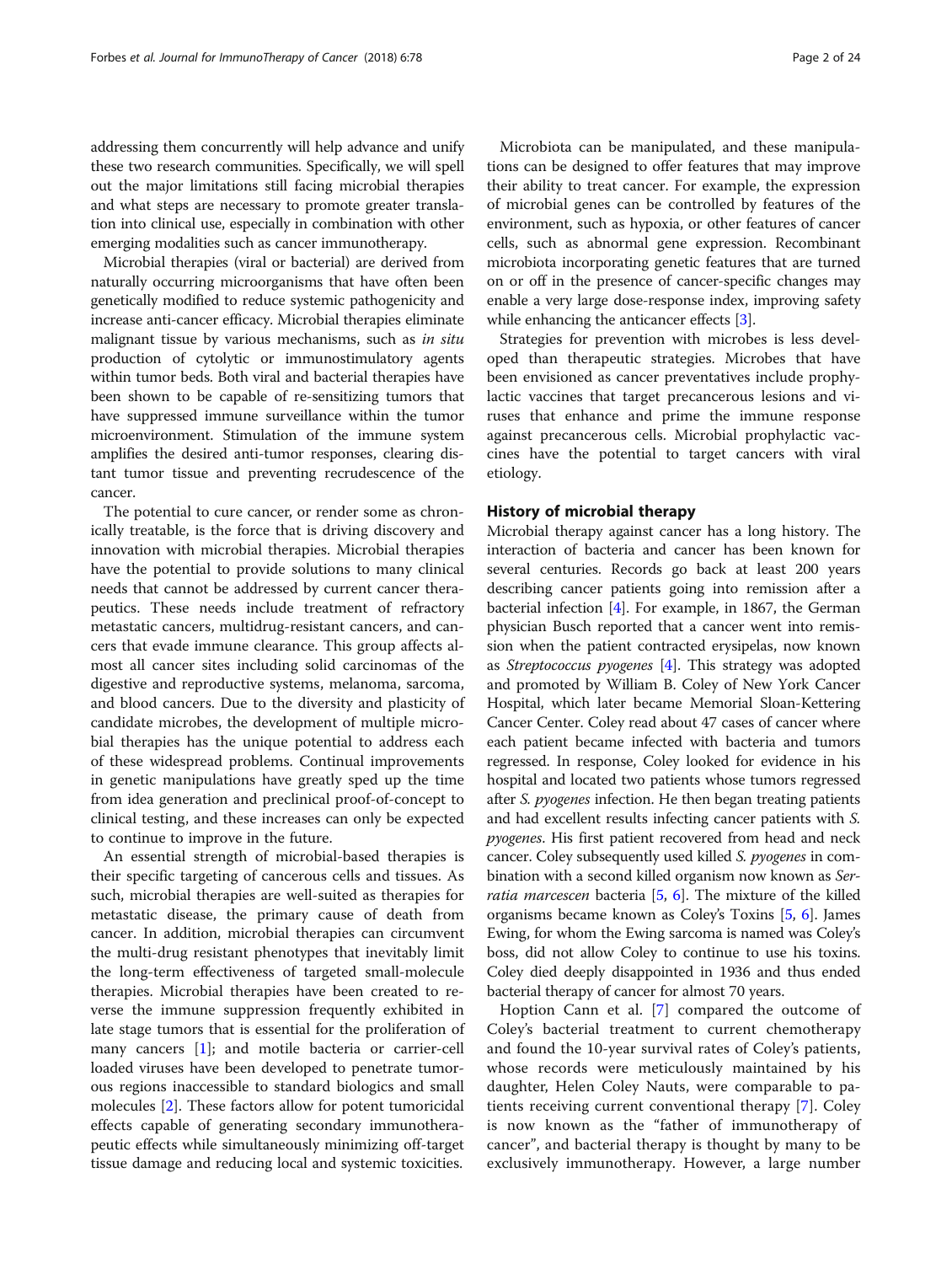addressing them concurrently will help advance and unify these two research communities. Specifically, we will spell out the major limitations still facing microbial therapies and what steps are necessary to promote greater translation into clinical use, especially in combination with other emerging modalities such as cancer immunotherapy.

Microbial therapies (viral or bacterial) are derived from naturally occurring microorganisms that have often been genetically modified to reduce systemic pathogenicity and increase anti-cancer efficacy. Microbial therapies eliminate malignant tissue by various mechanisms, such as *in situ* production of cytolytic or immunostimulatory agents within tumor beds. Both viral and bacterial therapies have been shown to be capable of re-sensitizing tumors that have suppressed immune surveillance within the tumor microenvironment. Stimulation of the immune system amplifies the desired anti-tumor responses, clearing distant tumor tissue and preventing recrudescence of the cancer.

The potential to cure cancer, or render some as chronically treatable, is the force that is driving discovery and innovation with microbial therapies. Microbial therapies have the potential to provide solutions to many clinical needs that cannot be addressed by current cancer therapeutics. These needs include treatment of refractory metastatic cancers, multidrug-resistant cancers, and cancers that evade immune clearance. This group affects almost all cancer sites including solid carcinomas of the digestive and reproductive systems, melanoma, sarcoma, and blood cancers. Due to the diversity and plasticity of candidate microbes, the development of multiple microbial therapies has the unique potential to address each of these widespread problems. Continual improvements in genetic manipulations have greatly sped up the time from idea generation and preclinical proof-of-concept to clinical testing, and these increases can only be expected to continue to improve in the future.

An essential strength of microbial-based therapies is their specific targeting of cancerous cells and tissues. As such, microbial therapies are well-suited as therapies for metastatic disease, the primary cause of death from cancer. In addition, microbial therapies can circumvent the multi-drug resistant phenotypes that inevitably limit the long-term effectiveness of targeted small-molecule therapies. Microbial therapies have been created to reverse the immune suppression frequently exhibited in late stage tumors that is essential for the proliferation of many cancers [1]; and motile bacteria or carrier-cell loaded viruses have been developed to penetrate tumorous regions inaccessible to standard biologics and small molecules [2]. These factors allow for potent tumoricidal effects capable of generating secondary immunotherapeutic effects while simultaneously minimizing off-target tissue damage and reducing local and systemic toxicities.

Microbiota can be manipulated, and these manipulations can be designed to offer features that may improve their ability to treat cancer. For example, the expression of microbial genes can be controlled by features of the environment, such as hypoxia, or other features of cancer cells, such as abnormal gene expression. Recombinant microbiota incorporating genetic features that are turned on or off in the presence of cancer-specific changes may enable a very large dose-response index, improving safety while enhancing the anticancer effects [3].

Strategies for prevention with microbes is less developed than therapeutic strategies. Microbes that have been envisioned as cancer preventatives include prophylactic vaccines that target precancerous lesions and viruses that enhance and prime the immune response against precancerous cells. Microbial prophylactic vaccines have the potential to target cancers with viral etiology.

## History of microbial therapy

Microbial therapy against cancer has a long history. The interaction of bacteria and cancer has been known for several centuries. Records go back at least 200 years describing cancer patients going into remission after a bacterial infection [4]. For example, in 1867, the German physician Busch reported that a cancer went into remission when the patient contracted erysipelas, now known as *Streptococcus pyogenes* [4]. This strategy was adopted and promoted by William B. Coley of New York Cancer Hospital, which later became Memorial Sloan-Kettering Cancer Center. Coley read about 47 cases of cancer where each patient became infected with bacteria and tumors regressed. In response, Coley looked for evidence in his hospital and located two patients whose tumors regressed after *S. pyogenes* infection. He then began treating patients and had excellent results infecting cancer patients with *S. pyogenes*. His first patient recovered from head and neck cancer. Coley subsequently used killed *S. pyogenes* in combination with a second killed organism now known as *Serratia marcescen* bacteria [5, 6]. The mixture of the killed organisms became known as Coley's Toxins [5, 6]. James Ewing, for whom the Ewing sarcoma is named was Coley's boss, did not allow Coley to continue to use his toxins. Coley died deeply disappointed in 1936 and thus ended bacterial therapy of cancer for almost 70 years.

Hoption Cann et al. [7] compared the outcome of Coley's bacterial treatment to current chemotherapy and found the 10-year survival rates of Coley's patients, whose records were meticulously maintained by his daughter, Helen Coley Nauts, were comparable to patients receiving current conventional therapy [7]. Coley is now known as the "father of immunotherapy of cancer", and bacterial therapy is thought by many to be exclusively immunotherapy. However, a large number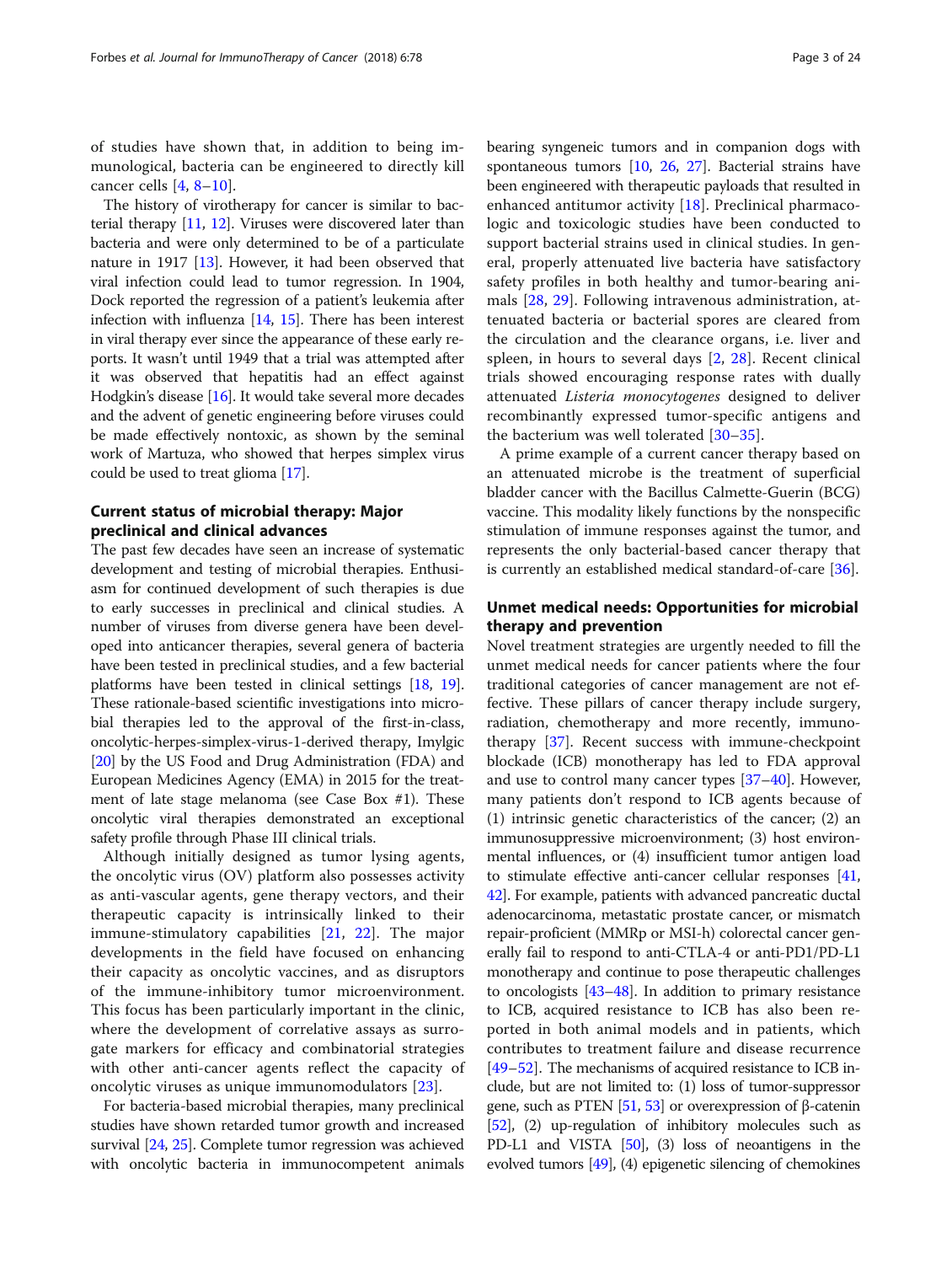of studies have shown that, in addition to being immunological, bacteria can be engineered to directly kill cancer cells [4, 8–10].

The history of virotherapy for cancer is similar to bacterial therapy [11, 12]. Viruses were discovered later than bacteria and were only determined to be of a particulate nature in 1917 [13]. However, it had been observed that viral infection could lead to tumor regression. In 1904, Dock reported the regression of a patient's leukemia after infection with influenza [14, 15]. There has been interest in viral therapy ever since the appearance of these early reports. It wasn't until 1949 that a trial was attempted after it was observed that hepatitis had an effect against Hodgkin's disease [16]. It would take several more decades and the advent of genetic engineering before viruses could be made effectively nontoxic, as shown by the seminal work of Martuza, who showed that herpes simplex virus could be used to treat glioma [17].

## Current status of microbial therapy: Major preclinical and clinical advances

The past few decades have seen an increase of systematic development and testing of microbial therapies. Enthusiasm for continued development of such therapies is due to early successes in preclinical and clinical studies. A number of viruses from diverse genera have been developed into anticancer therapies, several genera of bacteria have been tested in preclinical studies, and a few bacterial platforms have been tested in clinical settings [18, 19]. These rationale-based scientific investigations into microbial therapies led to the approval of the first-in-class, oncolytic-herpes-simplex-virus-1-derived therapy, Imylgic [20] by the US Food and Drug Administration (FDA) and European Medicines Agency (EMA) in 2015 for the treatment of late stage melanoma (see Case Box #1). These oncolytic viral therapies demonstrated an exceptional safety profile through Phase III clinical trials.

Although initially designed as tumor lysing agents, the oncolytic virus (OV) platform also possesses activity as anti-vascular agents, gene therapy vectors, and their therapeutic capacity is intrinsically linked to their immune-stimulatory capabilities [21, 22]. The major developments in the field have focused on enhancing their capacity as oncolytic vaccines, and as disruptors of the immune-inhibitory tumor microenvironment. This focus has been particularly important in the clinic, where the development of correlative assays as surrogate markers for efficacy and combinatorial strategies with other anti-cancer agents reflect the capacity of oncolytic viruses as unique immunomodulators [23].

For bacteria-based microbial therapies, many preclinical studies have shown retarded tumor growth and increased survival [24, 25]. Complete tumor regression was achieved with oncolytic bacteria in immunocompetent animals bearing syngeneic tumors and in companion dogs with spontaneous tumors [10, 26, 27]. Bacterial strains have been engineered with therapeutic payloads that resulted in enhanced antitumor activity [18]. Preclinical pharmacologic and toxicologic studies have been conducted to support bacterial strains used in clinical studies. In general, properly attenuated live bacteria have satisfactory safety profiles in both healthy and tumor-bearing animals [28, 29]. Following intravenous administration, attenuated bacteria or bacterial spores are cleared from the circulation and the clearance organs, i.e. liver and spleen, in hours to several days [2, 28]. Recent clinical trials showed encouraging response rates with dually attenuated *Listeria monocytogenes* designed to deliver recombinantly expressed tumor-specific antigens and the bacterium was well tolerated [30–35].

A prime example of a current cancer therapy based on an attenuated microbe is the treatment of superficial bladder cancer with the Bacillus Calmette-Guerin (BCG) vaccine. This modality likely functions by the nonspecific stimulation of immune responses against the tumor, and represents the only bacterial-based cancer therapy that is currently an established medical standard-of-care [36].

## Unmet medical needs: Opportunities for microbial therapy and prevention

Novel treatment strategies are urgently needed to fill the unmet medical needs for cancer patients where the four traditional categories of cancer management are not effective. These pillars of cancer therapy include surgery, radiation, chemotherapy and more recently, immunotherapy [37]. Recent success with immune-checkpoint blockade (ICB) monotherapy has led to FDA approval and use to control many cancer types [37–40]. However, many patients don't respond to ICB agents because of (1) intrinsic genetic characteristics of the cancer; (2) an immunosuppressive microenvironment; (3) host environmental influences, or (4) insufficient tumor antigen load to stimulate effective anti-cancer cellular responses [41, 42]. For example, patients with advanced pancreatic ductal adenocarcinoma, metastatic prostate cancer, or mismatch repair-proficient (MMRp or MSI-h) colorectal cancer generally fail to respond to anti-CTLA-4 or anti-PD1/PD-L1 monotherapy and continue to pose therapeutic challenges to oncologists [43–48]. In addition to primary resistance to ICB, acquired resistance to ICB has also been reported in both animal models and in patients, which contributes to treatment failure and disease recurrence [49–52]. The mechanisms of acquired resistance to ICB include, but are not limited to: (1) loss of tumor-suppressor gene, such as PTEN [51, 53] or overexpression of β-catenin [52], (2) up-regulation of inhibitory molecules such as PD-L1 and VISTA [50], (3) loss of neoantigens in the evolved tumors [49], (4) epigenetic silencing of chemokines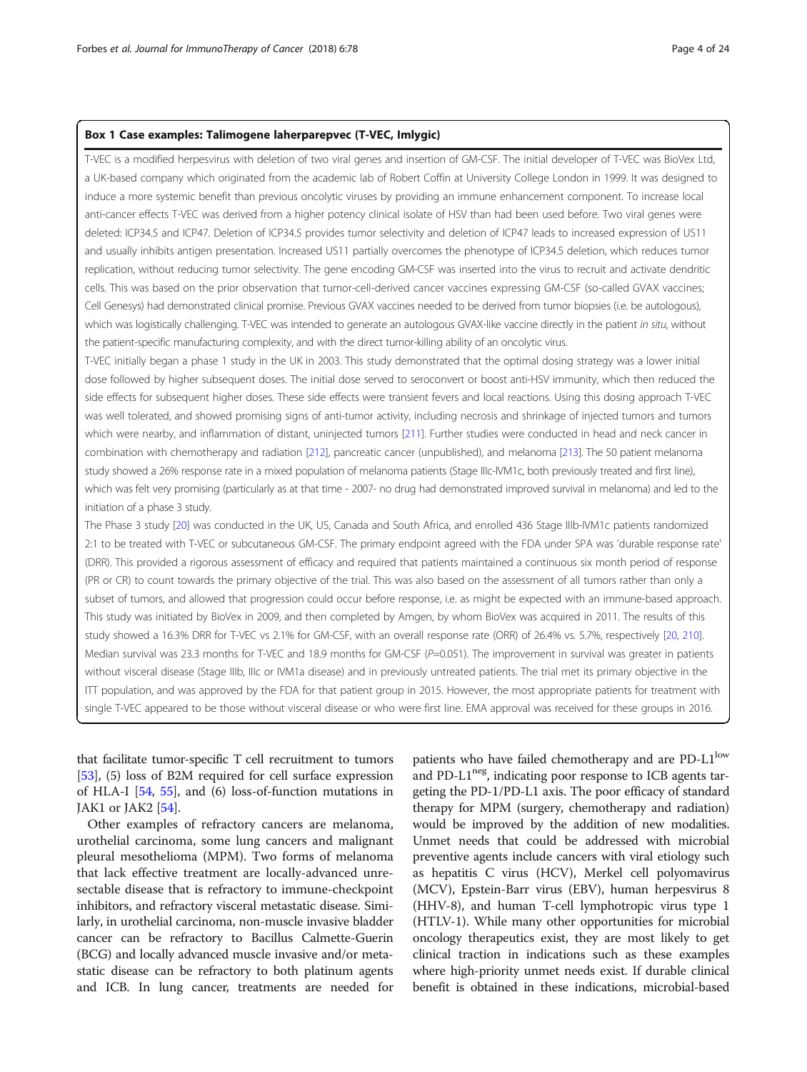### Box 1 Case examples: Talimogene laherparepvec (T-VEC, Imlygic)

T-VEC is a modified herpesvirus with deletion of two viral genes and insertion of GM-CSF. The initial developer of T-VEC was BioVex Ltd, a UK-based company which originated from the academic lab of Robert Coffin at University College London in 1999. It was designed to induce a more systemic benefit than previous oncolytic viruses by providing an immune enhancement component. To increase local anti-cancer effects T-VEC was derived from a higher potency clinical isolate of HSV than had been used before. Two viral genes were deleted: ICP34.5 and ICP47. Deletion of ICP34.5 provides tumor selectivity and deletion of ICP47 leads to increased expression of US11 and usually inhibits antigen presentation. Increased US11 partially overcomes the phenotype of ICP34.5 deletion, which reduces tumor replication, without reducing tumor selectivity. The gene encoding GM-CSF was inserted into the virus to recruit and activate dendritic cells. This was based on the prior observation that tumor-cell-derived cancer vaccines expressing GM-CSF (so-called GVAX vaccines; Cell Genesys) had demonstrated clinical promise. Previous GVAX vaccines needed to be derived from tumor biopsies (i.e. be autologous), which was logistically challenging. T-VEC was intended to generate an autologous GVAX-like vaccine directly in the patient *in situ*, without the patient-specific manufacturing complexity, and with the direct tumor-killing ability of an oncolytic virus.

T-VEC initially began a phase 1 study in the UK in 2003. This study demonstrated that the optimal dosing strategy was a lower initial dose followed by higher subsequent doses. The initial dose served to seroconvert or boost anti-HSV immunity, which then reduced the side effects for subsequent higher doses. These side effects were transient fevers and local reactions. Using this dosing approach T-VEC was well tolerated, and showed promising signs of anti-tumor activity, including necrosis and shrinkage of injected tumors and tumors which were nearby, and inflammation of distant, uninjected tumors [211]. Further studies were conducted in head and neck cancer in combination with chemotherapy and radiation [212], pancreatic cancer (unpublished), and melanoma [213]. The 50 patient melanoma study showed a 26% response rate in a mixed population of melanoma patients (Stage IIIc-IVM1c, both previously treated and first line), which was felt very promising (particularly as at that time - 2007- no drug had demonstrated improved survival in melanoma) and led to the initiation of a phase 3 study.

The Phase 3 study [20] was conducted in the UK, US, Canada and South Africa, and enrolled 436 Stage IIIb-IVM1c patients randomized 2:1 to be treated with T-VEC or subcutaneous GM-CSF. The primary endpoint agreed with the FDA under SPA was 'durable response rate' (DRR). This provided a rigorous assessment of efficacy and required that patients maintained a continuous six month period of response (PR or CR) to count towards the primary objective of the trial. This was also based on the assessment of all tumors rather than only a subset of tumors, and allowed that progression could occur before response, i.e. as might be expected with an immune-based approach. This study was initiated by BioVex in 2009, and then completed by Amgen, by whom BioVex was acquired in 2011. The results of this study showed a 16.3% DRR for T-VEC vs 2.1% for GM-CSF, with an overall response rate (ORR) of 26.4% vs. 5.7%, respectively [20, 210]. Median survival was 23.3 months for T-VEC and 18.9 months for GM-CSF ($P$=0.051). The improvement in survival was greater in patients without visceral disease (Stage IIIb, IIIc or IVM1a disease) and in previously untreated patients. The trial met its primary objective in the ITT population, and was approved by the FDA for that patient group in 2015. However, the most appropriate patients for treatment with single T-VEC appeared to be those without visceral disease or who were first line. EMA approval was received for these groups in 2016.

that facilitate tumor-specific T cell recruitment to tumors [53], (5) loss of B2M required for cell surface expression of HLA-I [54, 55], and (6) loss-of-function mutations in JAK1 or JAK2 [54].

Other examples of refractory cancers are melanoma, urothelial carcinoma, some lung cancers and malignant pleural mesothelioma (MPM). Two forms of melanoma that lack effective treatment are locally-advanced unresectable disease that is refractory to immune-checkpoint inhibitors, and refractory visceral metastatic disease. Similarly, in urothelial carcinoma, non-muscle invasive bladder cancer can be refractory to Bacillus Calmette-Guerin (BCG) and locally advanced muscle invasive and/or metastatic disease can be refractory to both platinum agents and ICB. In lung cancer, treatments are needed for patients who have failed chemotherapy and are PD-L1$^{low}$ and PD-L1$^{neg}$, indicating poor response to ICB agents targeting the PD-1/PD-L1 axis. The poor efficacy of standard therapy for MPM (surgery, chemotherapy and radiation) would be improved by the addition of new modalities. Unmet needs that could be addressed with microbial preventive agents include cancers with viral etiology such as hepatitis C virus (HCV), Merkel cell polyomavirus (MCV), Epstein-Barr virus (EBV), human herpesvirus 8 (HHV-8), and human T-cell lymphotropic virus type 1 (HTLV-1). While many other opportunities for microbial oncology therapeutics exist, they are most likely to get clinical traction in indications such as these examples where high-priority unmet needs exist. If durable clinical benefit is obtained in these indications, microbial-based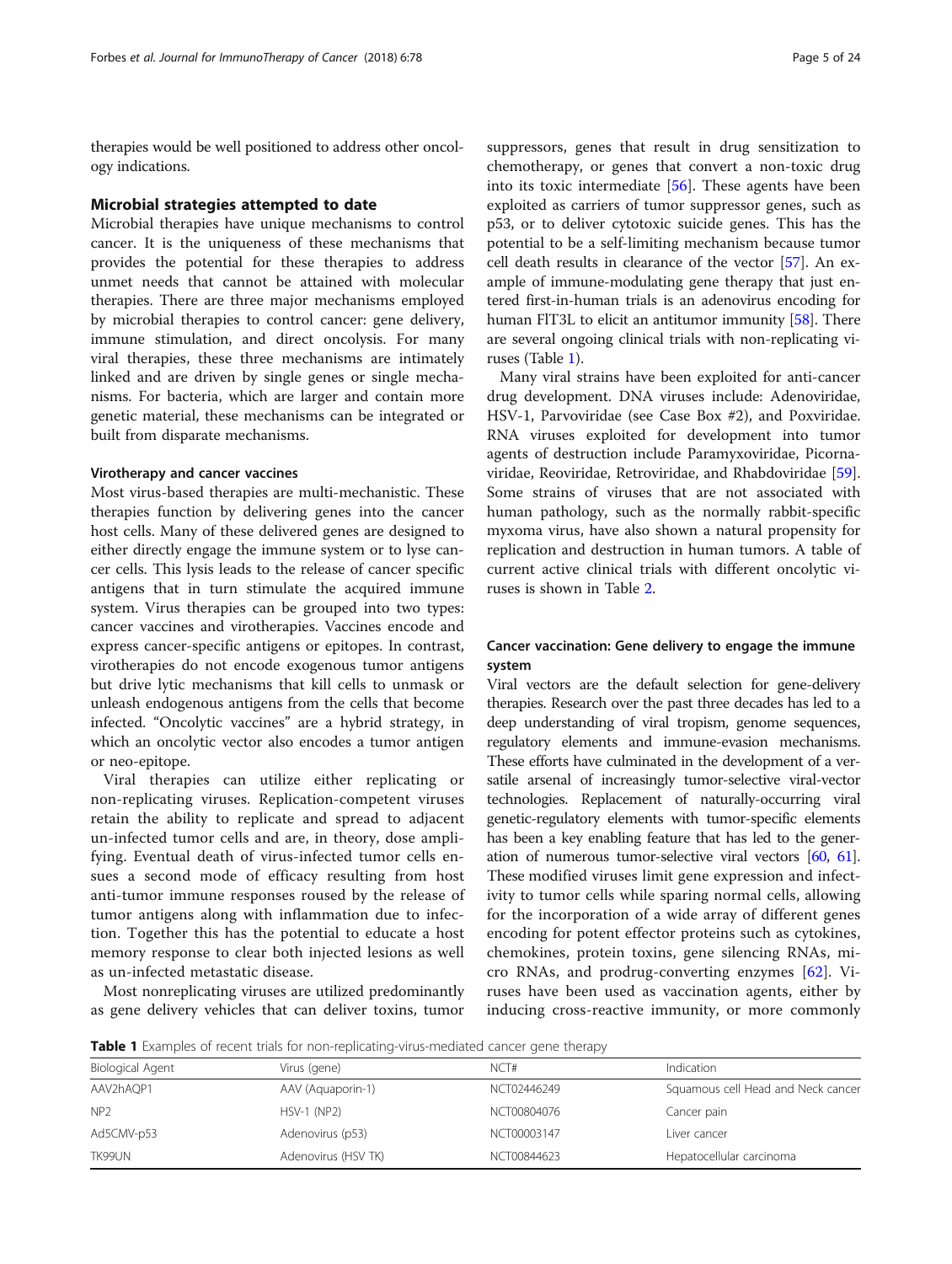therapies would be well positioned to address other oncology indications.

## Microbial strategies attempted to date

Microbial therapies have unique mechanisms to control cancer. It is the uniqueness of these mechanisms that provides the potential for these therapies to address unmet needs that cannot be attained with molecular therapies. There are three major mechanisms employed by microbial therapies to control cancer: gene delivery, immune stimulation, and direct oncolysis. For many viral therapies, these three mechanisms are intimately linked and are driven by single genes or single mechanisms. For bacteria, which are larger and contain more genetic material, these mechanisms can be integrated or built from disparate mechanisms.

### Virotherapy and cancer vaccines

Most virus-based therapies are multi-mechanistic. These therapies function by delivering genes into the cancer host cells. Many of these delivered genes are designed to either directly engage the immune system or to lyse cancer cells. This lysis leads to the release of cancer specific antigens that in turn stimulate the acquired immune system. Virus therapies can be grouped into two types: cancer vaccines and virotherapies. Vaccines encode and express cancer-specific antigens or epitopes. In contrast, virotherapies do not encode exogenous tumor antigens but drive lytic mechanisms that kill cells to unmask or unleash endogenous antigens from the cells that become infected. "Oncolytic vaccines" are a hybrid strategy, in which an oncolytic vector also encodes a tumor antigen or neo-epitope.

Viral therapies can utilize either replicating or non-replicating viruses. Replication-competent viruses retain the ability to replicate and spread to adjacent un-infected tumor cells and are, in theory, dose amplifying. Eventual death of virus-infected tumor cells ensues a second mode of efficacy resulting from host anti-tumor immune responses roused by the release of tumor antigens along with inflammation due to infection. Together this has the potential to educate a host memory response to clear both injected lesions as well as un-infected metastatic disease.

Most nonreplicating viruses are utilized predominantly as gene delivery vehicles that can deliver toxins, tumor suppressors, genes that result in drug sensitization to chemotherapy, or genes that convert a non-toxic drug into its toxic intermediate [56]. These agents have been exploited as carriers of tumor suppressor genes, such as p53, or to deliver cytotoxic suicide genes. This has the potential to be a self-limiting mechanism because tumor cell death results in clearance of the vector [57]. An example of immune-modulating gene therapy that just entered first-in-human trials is an adenovirus encoding for human FlT3L to elicit an antitumor immunity [58]. There are several ongoing clinical trials with non-replicating viruses (Table 1).

Many viral strains have been exploited for anti-cancer drug development. DNA viruses include: Adenoviridae, HSV-1, Parvoviridae (see Case Box #2), and Poxviridae. RNA viruses exploited for development into tumor agents of destruction include Paramyxoviridae, Picornaviridae, Reoviridae, Retroviridae, and Rhabdoviridae [59]. Some strains of viruses that are not associated with human pathology, such as the normally rabbit-specific myxoma virus, have also shown a natural propensity for replication and destruction in human tumors. A table of current active clinical trials with different oncolytic viruses is shown in Table 2.

### Cancer vaccination: Gene delivery to engage the immune system

Viral vectors are the default selection for gene-delivery therapies. Research over the past three decades has led to a deep understanding of viral tropism, genome sequences, regulatory elements and immune-evasion mechanisms. These efforts have culminated in the development of a versatile arsenal of increasingly tumor-selective viral-vector technologies. Replacement of naturally-occurring viral genetic-regulatory elements with tumor-specific elements has been a key enabling feature that has led to the generation of numerous tumor-selective viral vectors [60, 61]. These modified viruses limit gene expression and infectivity to tumor cells while sparing normal cells, allowing for the incorporation of a wide array of different genes encoding for potent effector proteins such as cytokines, chemokines, protein toxins, gene silencing RNAs, micro RNAs, and prodrug-converting enzymes [62]. Viruses have been used as vaccination agents, either by inducing cross-reactive immunity, or more commonly

**Table 1** Examples of recent trials for non-replicating-virus-mediated cancer gene therapy

| Biological Agent | Virus (gene) | NCT# | Indication |
|---|---|---|---|
| AAV2hAQP1 | AAV (Aquaporin-1) | NCT02446249 | Squamous cell Head and Neck cancer |
| NP2 | HSV-1 (NP2) | NCT00804076 | Cancer pain |
| Ad5CMV-p53 | Adenovirus (p53) | NCT00003147 | Liver cancer |
| TK99UN | Adenovirus (HSV TK) | NCT00844623 | Hepatocellular carcinoma |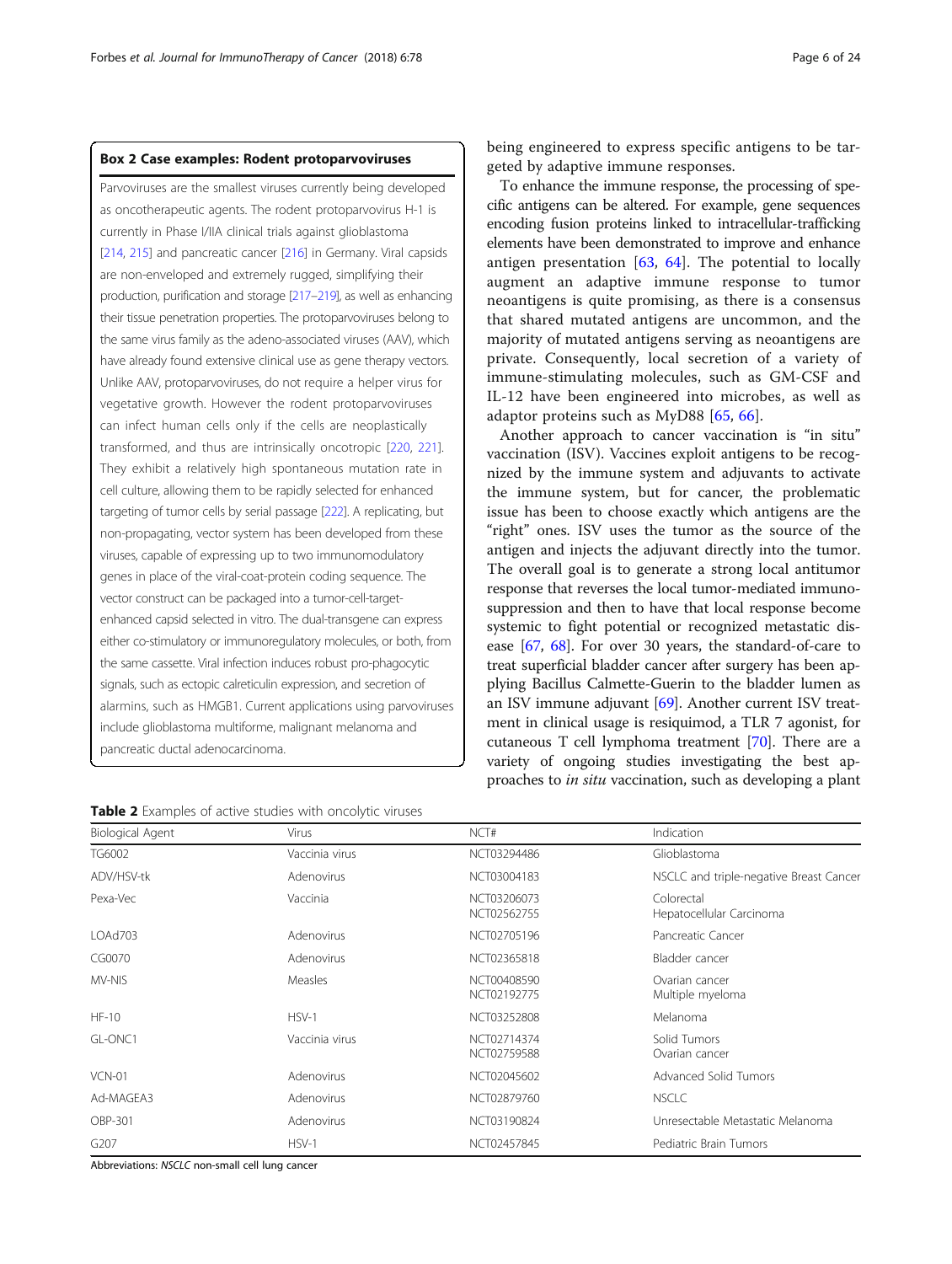### Box 2 Case examples: Rodent protoparvoviruses

Parvoviruses are the smallest viruses currently being developed as oncotherapeutic agents. The rodent protoparvovirus H-1 is currently in Phase I/IIA clinical trials against glioblastoma [214, 215] and pancreatic cancer [216] in Germany. Viral capsids are non-enveloped and extremely rugged, simplifying their production, purification and storage [217–219], as well as enhancing their tissue penetration properties. The protoparvoviruses belong to the same virus family as the adeno-associated viruses (AAV), which have already found extensive clinical use as gene therapy vectors. Unlike AAV, protoparvoviruses, do not require a helper virus for vegetative growth. However the rodent protoparvoviruses can infect human cells only if the cells are neoplastically transformed, and thus are intrinsically oncotropic [220, 221]. They exhibit a relatively high spontaneous mutation rate in cell culture, allowing them to be rapidly selected for enhanced targeting of tumor cells by serial passage [222]. A replicating, but non-propagating, vector system has been developed from these viruses, capable of expressing up to two immunomodulatory genes in place of the viral-coat-protein coding sequence. The vector construct can be packaged into a tumor-cell-target-enhanced capsid selected in vitro. The dual-transgene can express either co-stimulatory or immunoregulatory molecules, or both, from the same cassette. Viral infection induces robust pro-phagocytic signals, such as ectopic calreticulin expression, and secretion of alarmins, such as HMGB1. Current applications using parvoviruses include glioblastoma multiforme, malignant melanoma and pancreatic ductal adenocarcinoma.

being engineered to express specific antigens to be targeted by adaptive immune responses.

To enhance the immune response, the processing of specific antigens can be altered. For example, gene sequences encoding fusion proteins linked to intracellular-trafficking elements have been demonstrated to improve and enhance antigen presentation [63, 64]. The potential to locally augment an adaptive immune response to tumor neoantigens is quite promising, as there is a consensus that shared mutated antigens are uncommon, and the majority of mutated antigens serving as neoantigens are private. Consequently, local secretion of a variety of immune-stimulating molecules, such as GM-CSF and IL-12 have been engineered into microbes, as well as adaptor proteins such as MyD88 [65, 66].

Another approach to cancer vaccination is "in situ" vaccination (ISV). Vaccines exploit antigens to be recognized by the immune system and adjuvants to activate the immune system, but for cancer, the problematic issue has been to choose exactly which antigens are the "right" ones. ISV uses the tumor as the source of the antigen and injects the adjuvant directly into the tumor. The overall goal is to generate a strong local antitumor response that reverses the local tumor-mediated immunosuppression and then to have that local response become systemic to fight potential or recognized metastatic disease [67, 68]. For over 30 years, the standard-of-care to treat superficial bladder cancer after surgery has been applying Bacillus Calmette-Guerin to the bladder lumen as an ISV immune adjuvant [69]. Another current ISV treatment in clinical usage is resiquimod, a TLR 7 agonist, for cutaneous T cell lymphoma treatment [70]. There are a variety of ongoing studies investigating the best approaches to *in situ* vaccination, such as developing a plant

**Table 2** Examples of active studies with oncolytic viruses

| Biological Agent | Virus | NCT# | Indication |
| --- | --- | --- | --- |
| TG6002 | Vaccinia virus | NCT03294486 | Glioblastoma |
| ADV/HSV-tk | Adenovirus | NCT03004183 | NSCLC and triple-negative Breast Cancer |
| Pexa-Vec | Vaccinia | NCT03206073<br>NCT02562755 | Colorectal<br>Hepatocellular Carcinoma |
| LOAd703 | Adenovirus | NCT02705196 | Pancreatic Cancer |
| CG0070 | Adenovirus | NCT02365818 | Bladder cancer |
| MV-NIS | Measles | NCT00408590<br>NCT02192775 | Ovarian cancer<br>Multiple myeloma |
| HF-10 | HSV-1 | NCT03252808 | Melanoma |
| GL-ONC1 | Vaccinia virus | NCT02714374<br>NCT02759588 | Solid Tumors<br>Ovarian cancer |
| VCN-01 | Adenovirus | NCT02045602 | Advanced Solid Tumors |
| Ad-MAGEA3 | Adenovirus | NCT02879760 | NSCLC |
| OBP-301 | Adenovirus | NCT03190824 | Unresectable Metastatic Melanoma |
| G207 | HSV-1 | NCT02457845 | Pediatric Brain Tumors |

Abbreviations: *NSCLC* non-small cell lung cancer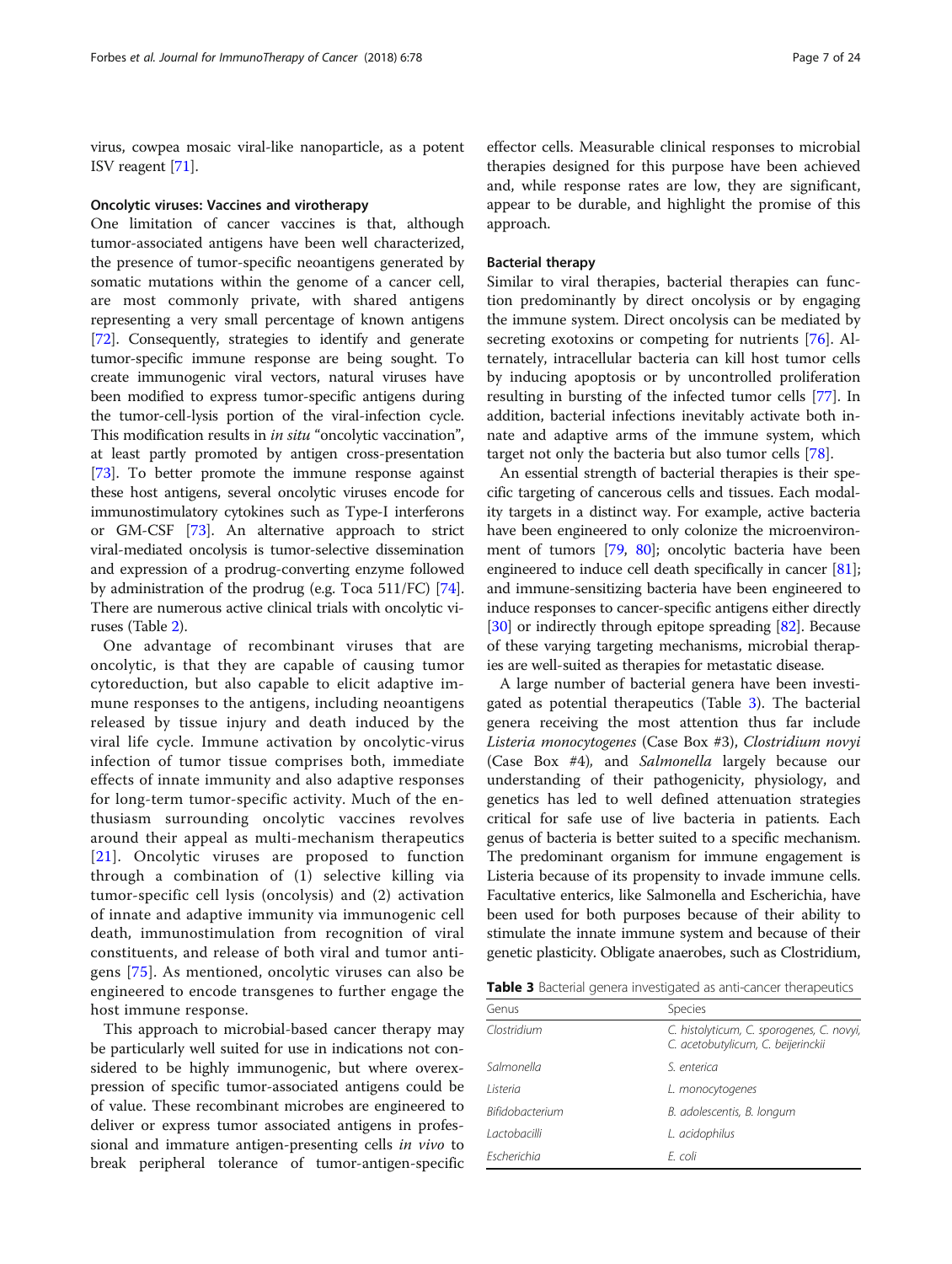virus, cowpea mosaic viral-like nanoparticle, as a potent ISV reagent [71].

### Oncolytic viruses: Vaccines and virotherapy

One limitation of cancer vaccines is that, although tumor-associated antigens have been well characterized, the presence of tumor-specific neoantigens generated by somatic mutations within the genome of a cancer cell, are most commonly private, with shared antigens representing a very small percentage of known antigens [72]. Consequently, strategies to identify and generate tumor-specific immune response are being sought. To create immunogenic viral vectors, natural viruses have been modified to express tumor-specific antigens during the tumor-cell-lysis portion of the viral-infection cycle. This modification results in *in situ* "oncolytic vaccination", at least partly promoted by antigen cross-presentation [73]. To better promote the immune response against these host antigens, several oncolytic viruses encode for immunostimulatory cytokines such as Type-I interferons or GM-CSF [73]. An alternative approach to strict viral-mediated oncolysis is tumor-selective dissemination and expression of a prodrug-converting enzyme followed by administration of the prodrug (e.g. Toca 511/FC) [74]. There are numerous active clinical trials with oncolytic viruses (Table 2).

One advantage of recombinant viruses that are oncolytic, is that they are capable of causing tumor cytoreduction, but also capable to elicit adaptive immune responses to the antigens, including neoantigens released by tissue injury and death induced by the viral life cycle. Immune activation by oncolytic-virus infection of tumor tissue comprises both, immediate effects of innate immunity and also adaptive responses for long-term tumor-specific activity. Much of the enthusiasm surrounding oncolytic vaccines revolves around their appeal as multi-mechanism therapeutics [21]. Oncolytic viruses are proposed to function through a combination of (1) selective killing via tumor-specific cell lysis (oncolysis) and (2) activation of innate and adaptive immunity via immunogenic cell death, immunostimulation from recognition of viral constituents, and release of both viral and tumor antigens [75]. As mentioned, oncolytic viruses can also be engineered to encode transgenes to further engage the host immune response.

This approach to microbial-based cancer therapy may be particularly well suited for use in indications not considered to be highly immunogenic, but where overexpression of specific tumor-associated antigens could be of value. These recombinant microbes are engineered to deliver or express tumor associated antigens in professional and immature antigen-presenting cells *in vivo* to break peripheral tolerance of tumor-antigen-specific effector cells. Measurable clinical responses to microbial therapies designed for this purpose have been achieved and, while response rates are low, they are significant, appear to be durable, and highlight the promise of this approach.

### Bacterial therapy

Similar to viral therapies, bacterial therapies can function predominantly by direct oncolysis or by engaging the immune system. Direct oncolysis can be mediated by secreting exotoxins or competing for nutrients [76]. Alternately, intracellular bacteria can kill host tumor cells by inducing apoptosis or by uncontrolled proliferation resulting in bursting of the infected tumor cells [77]. In addition, bacterial infections inevitably activate both innate and adaptive arms of the immune system, which target not only the bacteria but also tumor cells [78].

An essential strength of bacterial therapies is their specific targeting of cancerous cells and tissues. Each modality targets in a distinct way. For example, active bacteria have been engineered to only colonize the microenvironment of tumors [79, 80]; oncolytic bacteria have been engineered to induce cell death specifically in cancer [81]; and immune-sensitizing bacteria have been engineered to induce responses to cancer-specific antigens either directly [30] or indirectly through epitope spreading [82]. Because of these varying targeting mechanisms, microbial therapies are well-suited as therapies for metastatic disease.

A large number of bacterial genera have been investigated as potential therapeutics (Table 3). The bacterial genera receiving the most attention thus far include *Listeria monocytogenes* (Case Box #3), *Clostridium novyi* (Case Box #4), and *Salmonella* largely because our understanding of their pathogenicity, physiology, and genetics has led to well defined attenuation strategies critical for safe use of live bacteria in patients. Each genus of bacteria is better suited to a specific mechanism. The predominant organism for immune engagement is Listeria because of its propensity to invade immune cells. Facultative enterics, like Salmonella and Escherichia, have been used for both purposes because of their ability to stimulate the innate immune system and because of their genetic plasticity. Obligate anaerobes, such as Clostridium,

**Table 3** Bacterial genera investigated as anti-cancer therapeutics

| Genus | Species |
|---|---|
| *Clostridium* | *C. histolyticum, C. sporogenes, C. novyi, C. acetobutylicum, C. beijerinckii* |
| *Salmonella* | *S. enterica* |
| *Listeria* | *L. monocytogenes* |
| *Bifidobacterium* | *B. adolescentis, B. longum* |
| *Lactobacilli* | *L. acidophilus* |
| *Escherichia* | *E. coli* |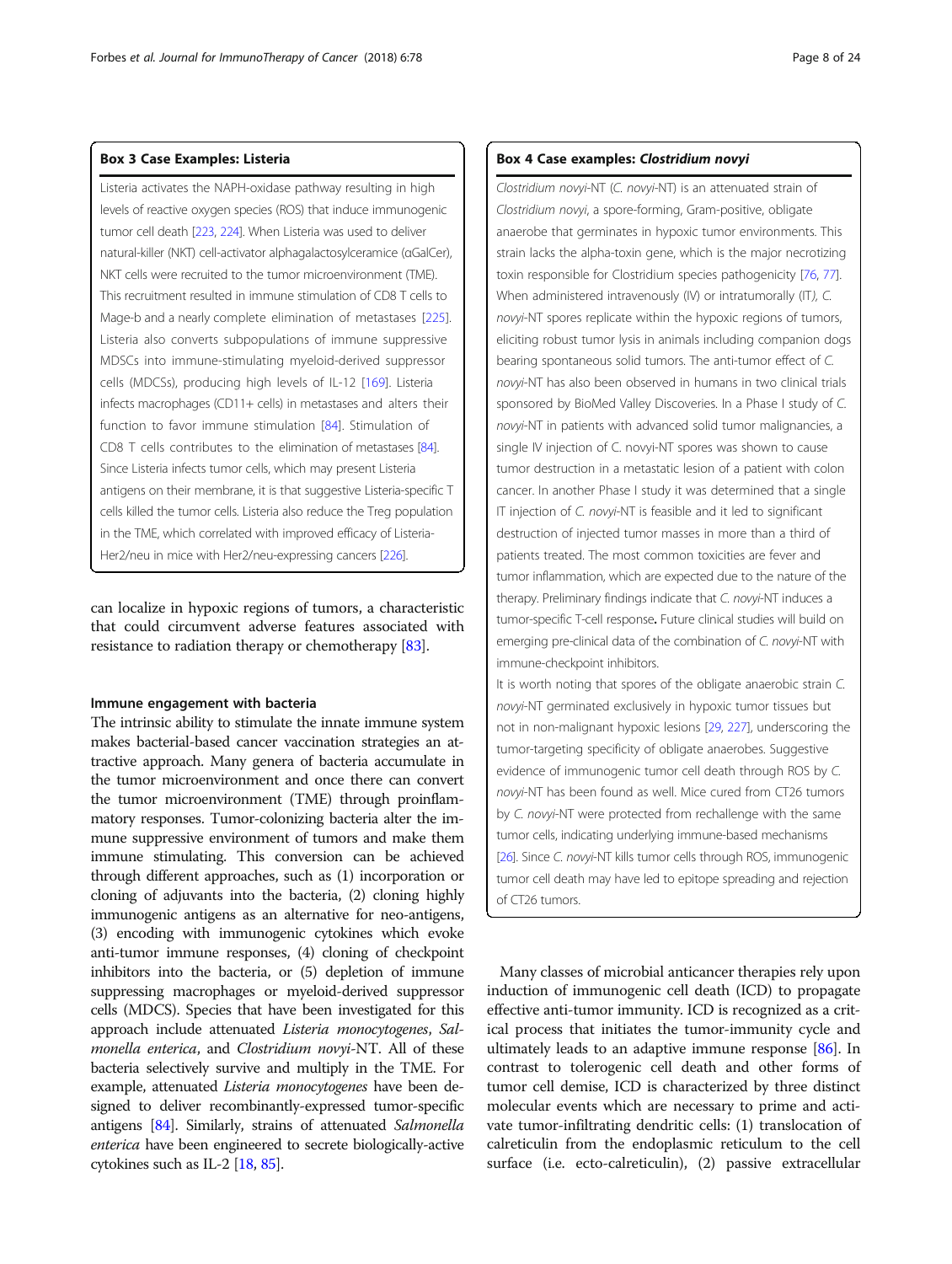### Box 3 Case Examples: Listeria

Listeria activates the NAPH-oxidase pathway resulting in high levels of reactive oxygen species (ROS) that induce immunogenic tumor cell death [223, 224]. When Listeria was used to deliver natural-killer (NKT) cell-activator alphagalactosylceramice (αGalCer), NKT cells were recruited to the tumor microenvironment (TME). This recruitment resulted in immune stimulation of CD8 T cells to Mage-b and a nearly complete elimination of metastases [225]. Listeria also converts subpopulations of immune suppressive MDSCs into immune-stimulating myeloid-derived suppressor cells (MDCSs), producing high levels of IL-12 [169]. Listeria infects macrophages (CD11+ cells) in metastases and alters their function to favor immune stimulation [84]. Stimulation of CD8 T cells contributes to the elimination of metastases [84]. Since Listeria infects tumor cells, which may present Listeria antigens on their membrane, it is that suggestive Listeria-specific T cells killed the tumor cells. Listeria also reduce the Treg population in the TME, which correlated with improved efficacy of Listeria-Her2/neu in mice with Her2/neu-expressing cancers [226].

can localize in hypoxic regions of tumors, a characteristic that could circumvent adverse features associated with resistance to radiation therapy or chemotherapy [83].

#### Immune engagement with bacteria

The intrinsic ability to stimulate the innate immune system makes bacterial-based cancer vaccination strategies an attractive approach. Many genera of bacteria accumulate in the tumor microenvironment and once there can convert the tumor microenvironment (TME) through proinflammatory responses. Tumor-colonizing bacteria alter the immune suppressive environment of tumors and make them immune stimulating. This conversion can be achieved through different approaches, such as (1) incorporation or cloning of adjuvants into the bacteria, (2) cloning highly immunogenic antigens as an alternative for neo-antigens, (3) encoding with immunogenic cytokines which evoke anti-tumor immune responses, (4) cloning of checkpoint inhibitors into the bacteria, or (5) depletion of immune suppressing macrophages or myeloid-derived suppressor cells (MDCS). Species that have been investigated for this approach include attenuated *Listeria monocytogenes*, *Salmonella enterica*, and *Clostridium novyi*-NT. All of these bacteria selectively survive and multiply in the TME. For example, attenuated *Listeria monocytogenes* have been designed to deliver recombinantly-expressed tumor-specific antigens [84]. Similarly, strains of attenuated *Salmonella enterica* have been engineered to secrete biologically-active cytokines such as IL-2 [18, 85].

### Box 4 Case examples: *Clostridium novyi*

*Clostridium novyi*-NT (*C. novyi*-NT) is an attenuated strain of *Clostridium novyi*, a spore-forming, Gram-positive, obligate anaerobe that germinates in hypoxic tumor environments. This strain lacks the alpha-toxin gene, which is the major necrotizing toxin responsible for Clostridium species pathogenicity [76, 77]. When administered intravenously (IV) or intratumorally (IT), *C. novyi*-NT spores replicate within the hypoxic regions of tumors, eliciting robust tumor lysis in animals including companion dogs bearing spontaneous solid tumors. The anti-tumor effect of *C. novyi*-NT has also been observed in humans in two clinical trials sponsored by BioMed Valley Discoveries. In a Phase I study of *C. novyi*-NT in patients with advanced solid tumor malignancies, a single IV injection of C. novyi-NT spores was shown to cause tumor destruction in a metastatic lesion of a patient with colon cancer. In another Phase I study it was determined that a single IT injection of *C. novyi*-NT is feasible and it led to significant destruction of injected tumor masses in more than a third of patients treated. The most common toxicities are fever and tumor inflammation, which are expected due to the nature of the therapy. Preliminary findings indicate that *C. novyi*-NT induces a tumor-specific T-cell response**.** Future clinical studies will build on emerging pre-clinical data of the combination of *C. novyi*-NT with immune-checkpoint inhibitors.

It is worth noting that spores of the obligate anaerobic strain *C. novyi*-NT germinated exclusively in hypoxic tumor tissues but not in non-malignant hypoxic lesions [29, 227], underscoring the tumor-targeting specificity of obligate anaerobes. Suggestive evidence of immunogenic tumor cell death through ROS by *C. novyi*-NT has been found as well. Mice cured from CT26 tumors by *C. novyi*-NT were protected from rechallenge with the same tumor cells, indicating underlying immune-based mechanisms [26]. Since *C. novyi*-NT kills tumor cells through ROS, immunogenic tumor cell death may have led to epitope spreading and rejection of CT26 tumors.

Many classes of microbial anticancer therapies rely upon induction of immunogenic cell death (ICD) to propagate effective anti-tumor immunity. ICD is recognized as a critical process that initiates the tumor-immunity cycle and ultimately leads to an adaptive immune response [86]. In contrast to tolerogenic cell death and other forms of tumor cell demise, ICD is characterized by three distinct molecular events which are necessary to prime and activate tumor-infiltrating dendritic cells: (1) translocation of calreticulin from the endoplasmic reticulum to the cell surface (i.e. ecto-calreticulin), (2) passive extracellular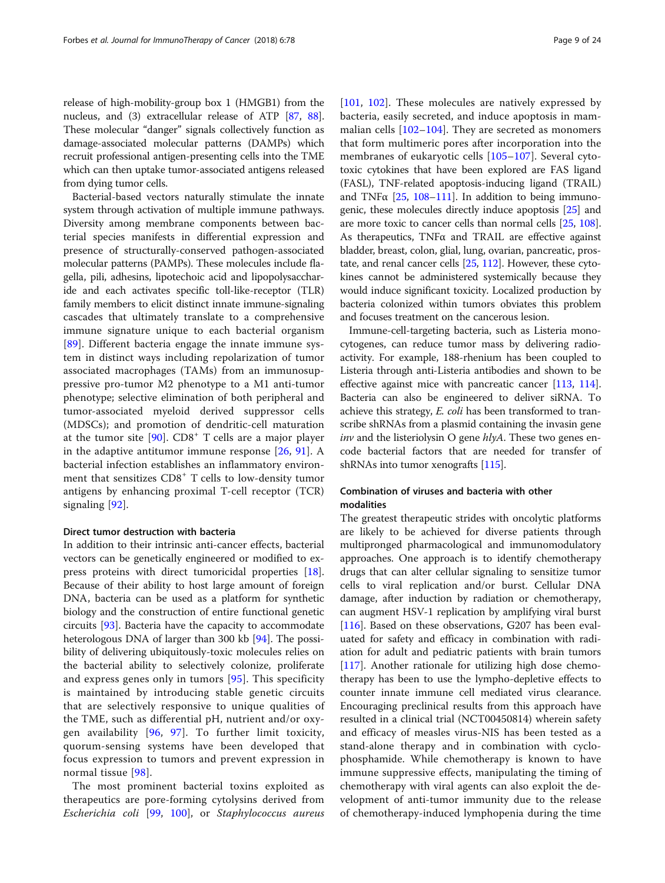release of high-mobility-group box 1 (HMGB1) from the nucleus, and (3) extracellular release of ATP [87, 88]. These molecular "danger" signals collectively function as damage-associated molecular patterns (DAMPs) which recruit professional antigen-presenting cells into the TME which can then uptake tumor-associated antigens released from dying tumor cells.

Bacterial-based vectors naturally stimulate the innate system through activation of multiple immune pathways. Diversity among membrane components between bacterial species manifests in differential expression and presence of structurally-conserved pathogen-associated molecular patterns (PAMPs). These molecules include flagella, pili, adhesins, lipotechoic acid and lipopolysaccharide and each activates specific toll-like-receptor (TLR) family members to elicit distinct innate immune-signaling cascades that ultimately translate to a comprehensive immune signature unique to each bacterial organism [89]. Different bacteria engage the innate immune system in distinct ways including repolarization of tumor associated macrophages (TAMs) from an immunosuppressive pro-tumor M2 phenotype to a M1 anti-tumor phenotype; selective elimination of both peripheral and tumor-associated myeloid derived suppressor cells (MDSCs); and promotion of dendritic-cell maturation at the tumor site [90]. $CD8^+$ T cells are a major player in the adaptive antitumor immune response [26, 91]. A bacterial infection establishes an inflammatory environment that sensitizes $CD8^+$ T cells to low-density tumor antigens by enhancing proximal T-cell receptor (TCR) signaling [92].

### Direct tumor destruction with bacteria

In addition to their intrinsic anti-cancer effects, bacterial vectors can be genetically engineered or modified to express proteins with direct tumoricidal properties [18]. Because of their ability to host large amount of foreign DNA, bacteria can be used as a platform for synthetic biology and the construction of entire functional genetic circuits [93]. Bacteria have the capacity to accommodate heterologous DNA of larger than 300 kb [94]. The possibility of delivering ubiquitously-toxic molecules relies on the bacterial ability to selectively colonize, proliferate and express genes only in tumors [95]. This specificity is maintained by introducing stable genetic circuits that are selectively responsive to unique qualities of the TME, such as differential pH, nutrient and/or oxygen availability [96, 97]. To further limit toxicity, quorum-sensing systems have been developed that focus expression to tumors and prevent expression in normal tissue [98].

The most prominent bacterial toxins exploited as therapeutics are pore-forming cytolysins derived from *Escherichia coli* [99, 100], or *Staphylococcus aureus* [101, 102]. These molecules are natively expressed by bacteria, easily secreted, and induce apoptosis in mammalian cells [102–104]. They are secreted as monomers that form multimeric pores after incorporation into the membranes of eukaryotic cells [105–107]. Several cytotoxic cytokines that have been explored are FAS ligand (FASL), TNF-related apoptosis-inducing ligand (TRAIL) and TNFα [25, 108–111]. In addition to being immunogenic, these molecules directly induce apoptosis [25] and are more toxic to cancer cells than normal cells [25, 108]. As therapeutics, TNFα and TRAIL are effective against bladder, breast, colon, glial, lung, ovarian, pancreatic, prostate, and renal cancer cells [25, 112]. However, these cytokines cannot be administered systemically because they would induce significant toxicity. Localized production by bacteria colonized within tumors obviates this problem and focuses treatment on the cancerous lesion.

Immune-cell-targeting bacteria, such as Listeria monocytogenes, can reduce tumor mass by delivering radioactivity. For example, 188-rhenium has been coupled to Listeria through anti-Listeria antibodies and shown to be effective against mice with pancreatic cancer [113, 114]. Bacteria can also be engineered to deliver siRNA. To achieve this strategy, *E. coli* has been transformed to transcribe shRNAs from a plasmid containing the invasin gene *inv* and the listeriolysin O gene *hlyA*. These two genes encode bacterial factors that are needed for transfer of shRNAs into tumor xenografts [115].

## Combination of viruses and bacteria with other modalities

The greatest therapeutic strides with oncolytic platforms are likely to be achieved for diverse patients through multipronged pharmacological and immunomodulatory approaches. One approach is to identify chemotherapy drugs that can alter cellular signaling to sensitize tumor cells to viral replication and/or burst. Cellular DNA damage, after induction by radiation or chemotherapy, can augment HSV-1 replication by amplifying viral burst [116]. Based on these observations, G207 has been evaluated for safety and efficacy in combination with radiation for adult and pediatric patients with brain tumors [117]. Another rationale for utilizing high dose chemotherapy has been to use the lympho-depletive effects to counter innate immune cell mediated virus clearance. Encouraging preclinical results from this approach have resulted in a clinical trial (NCT00450814) wherein safety and efficacy of measles virus-NIS has been tested as a stand-alone therapy and in combination with cyclophosphamide. While chemotherapy is known to have immune suppressive effects, manipulating the timing of chemotherapy with viral agents can also exploit the development of anti-tumor immunity due to the release of chemotherapy-induced lymphopenia during the time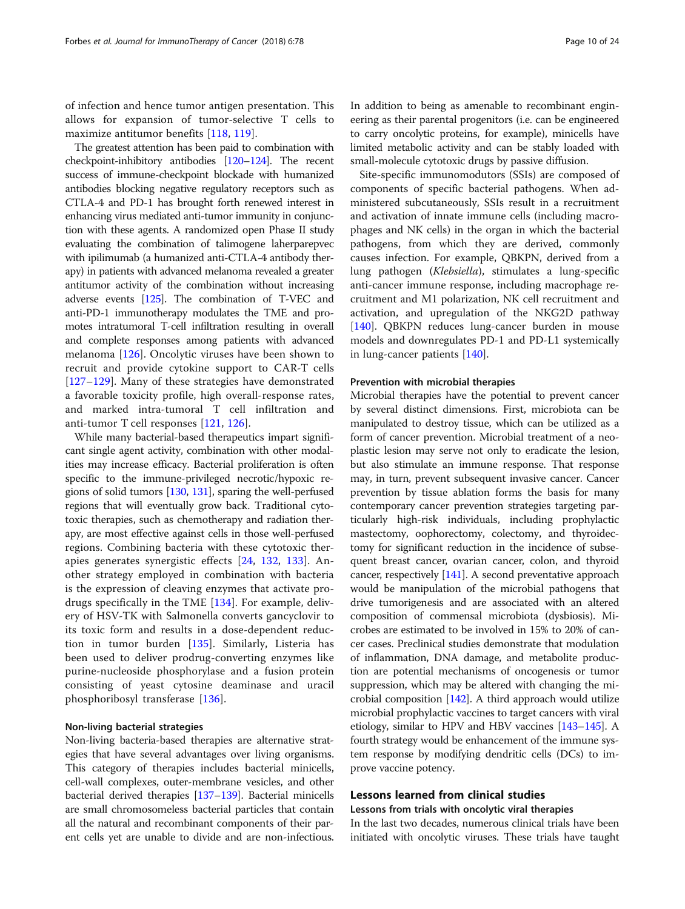of infection and hence tumor antigen presentation. This allows for expansion of tumor-selective T cells to maximize antitumor benefits [118, 119].

The greatest attention has been paid to combination with checkpoint-inhibitory antibodies [120–124]. The recent success of immune-checkpoint blockade with humanized antibodies blocking negative regulatory receptors such as CTLA-4 and PD-1 has brought forth renewed interest in enhancing virus mediated anti-tumor immunity in conjunction with these agents. A randomized open Phase II study evaluating the combination of talimogene laherparepvec with ipilimumab (a humanized anti-CTLA-4 antibody therapy) in patients with advanced melanoma revealed a greater antitumor activity of the combination without increasing adverse events [125]. The combination of T-VEC and anti-PD-1 immunotherapy modulates the TME and promotes intratumoral T-cell infiltration resulting in overall and complete responses among patients with advanced melanoma [126]. Oncolytic viruses have been shown to recruit and provide cytokine support to CAR-T cells [127–129]. Many of these strategies have demonstrated a favorable toxicity profile, high overall-response rates, and marked intra-tumoral T cell infiltration and anti-tumor T cell responses [121, 126].

While many bacterial-based therapeutics impart significant single agent activity, combination with other modalities may increase efficacy. Bacterial proliferation is often specific to the immune-privileged necrotic/hypoxic regions of solid tumors [130, 131], sparing the well-perfused regions that will eventually grow back. Traditional cytotoxic therapies, such as chemotherapy and radiation therapy, are most effective against cells in those well-perfused regions. Combining bacteria with these cytotoxic therapies generates synergistic effects [24, 132, 133]. Another strategy employed in combination with bacteria is the expression of cleaving enzymes that activate prodrugs specifically in the TME [134]. For example, delivery of HSV-TK with Salmonella converts gancyclovir to its toxic form and results in a dose-dependent reduction in tumor burden [135]. Similarly, Listeria has been used to deliver prodrug-converting enzymes like purine-nucleoside phosphorylase and a fusion protein consisting of yeast cytosine deaminase and uracil phosphoribosyl transferase [136].

#### Non-living bacterial strategies

Non-living bacteria-based therapies are alternative strategies that have several advantages over living organisms. This category of therapies includes bacterial minicells, cell-wall complexes, outer-membrane vesicles, and other bacterial derived therapies [137–139]. Bacterial minicells are small chromosomeless bacterial particles that contain all the natural and recombinant components of their parent cells yet are unable to divide and are non-infectious. In addition to being as amenable to recombinant engineering as their parental progenitors (i.e. can be engineered to carry oncolytic proteins, for example), minicells have limited metabolic activity and can be stably loaded with small-molecule cytotoxic drugs by passive diffusion.

Site-specific immunomodulators (SSIs) are composed of components of specific bacterial pathogens. When administered subcutaneously, SSIs result in a recruitment and activation of innate immune cells (including macrophages and NK cells) in the organ in which the bacterial pathogens, from which they are derived, commonly causes infection. For example, QBKPN, derived from a lung pathogen (*Klebsiella*), stimulates a lung-specific anti-cancer immune response, including macrophage recruitment and M1 polarization, NK cell recruitment and activation, and upregulation of the NKG2D pathway [140]. QBKPN reduces lung-cancer burden in mouse models and downregulates PD-1 and PD-L1 systemically in lung-cancer patients [140].

#### Prevention with microbial therapies

Microbial therapies have the potential to prevent cancer by several distinct dimensions. First, microbiota can be manipulated to destroy tissue, which can be utilized as a form of cancer prevention. Microbial treatment of a neoplastic lesion may serve not only to eradicate the lesion, but also stimulate an immune response. That response may, in turn, prevent subsequent invasive cancer. Cancer prevention by tissue ablation forms the basis for many contemporary cancer prevention strategies targeting particularly high-risk individuals, including prophylactic mastectomy, oophorectomy, colectomy, and thyroidectomy for significant reduction in the incidence of subsequent breast cancer, ovarian cancer, colon, and thyroid cancer, respectively [141]. A second preventative approach would be manipulation of the microbial pathogens that drive tumorigenesis and are associated with an altered composition of commensal microbiota (dysbiosis). Microbes are estimated to be involved in 15% to 20% of cancer cases. Preclinical studies demonstrate that modulation of inflammation, DNA damage, and metabolite production are potential mechanisms of oncogenesis or tumor suppression, which may be altered with changing the microbial composition [142]. A third approach would utilize microbial prophylactic vaccines to target cancers with viral etiology, similar to HPV and HBV vaccines [143–145]. A fourth strategy would be enhancement of the immune system response by modifying dendritic cells (DCs) to improve vaccine potency.

## Lessons learned from clinical studies

#### Lessons from trials with oncolytic viral therapies

In the last two decades, numerous clinical trials have been initiated with oncolytic viruses. These trials have taught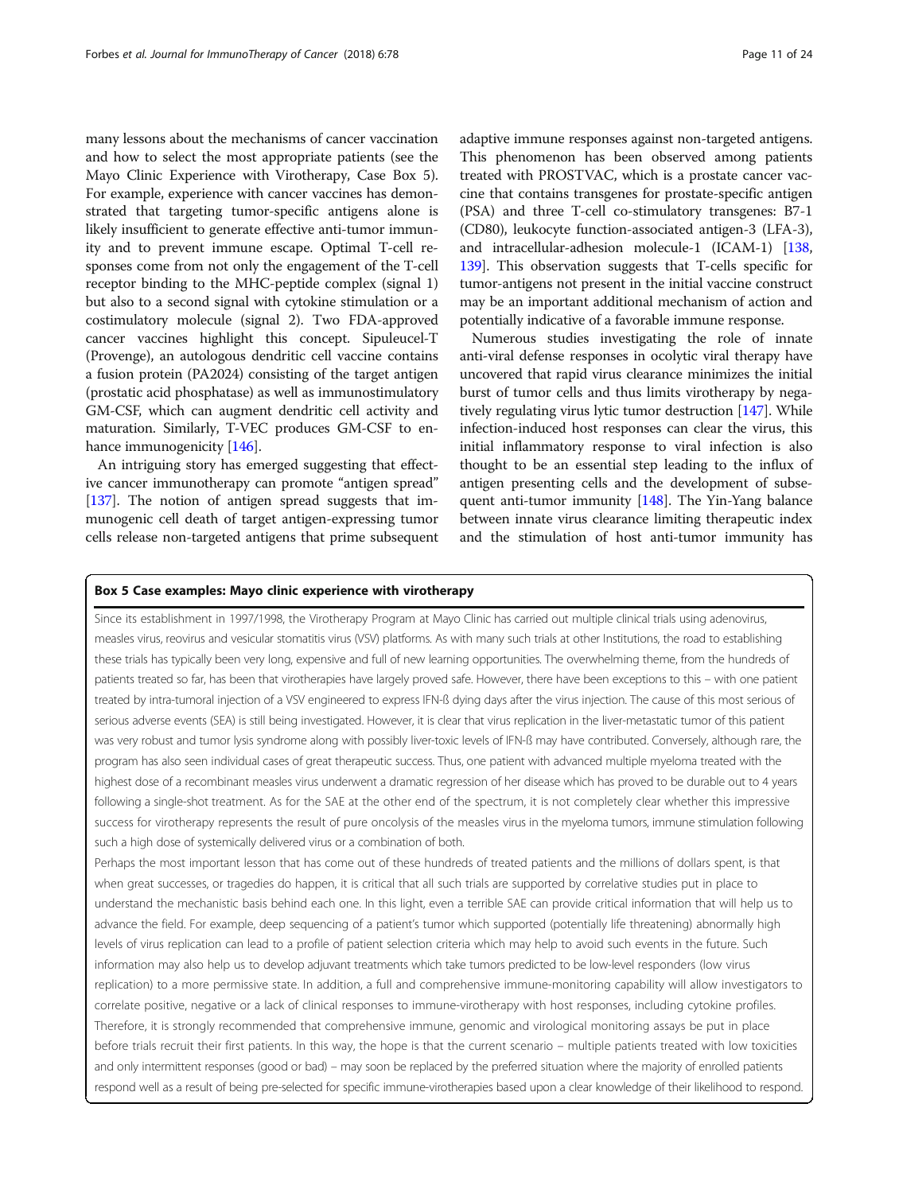many lessons about the mechanisms of cancer vaccination and how to select the most appropriate patients (see the Mayo Clinic Experience with Virotherapy, Case Box 5). For example, experience with cancer vaccines has demonstrated that targeting tumor-specific antigens alone is likely insufficient to generate effective anti-tumor immunity and to prevent immune escape. Optimal T-cell responses come from not only the engagement of the T-cell receptor binding to the MHC-peptide complex (signal 1) but also to a second signal with cytokine stimulation or a costimulatory molecule (signal 2). Two FDA-approved cancer vaccines highlight this concept. Sipuleucel-T (Provenge), an autologous dendritic cell vaccine contains a fusion protein (PA2024) consisting of the target antigen (prostatic acid phosphatase) as well as immunostimulatory GM-CSF, which can augment dendritic cell activity and maturation. Similarly, T-VEC produces GM-CSF to enhance immunogenicity [146].

An intriguing story has emerged suggesting that effective cancer immunotherapy can promote "antigen spread" [137]. The notion of antigen spread suggests that immunogenic cell death of target antigen-expressing tumor cells release non-targeted antigens that prime subsequent adaptive immune responses against non-targeted antigens. This phenomenon has been observed among patients treated with PROSTVAC, which is a prostate cancer vaccine that contains transgenes for prostate-specific antigen (PSA) and three T-cell co-stimulatory transgenes: B7-1 (CD80), leukocyte function-associated antigen-3 (LFA-3), and intracellular-adhesion molecule-1 (ICAM-1) [138, 139]. This observation suggests that T-cells specific for tumor-antigens not present in the initial vaccine construct may be an important additional mechanism of action and potentially indicative of a favorable immune response.

Numerous studies investigating the role of innate anti-viral defense responses in ocolytic viral therapy have uncovered that rapid virus clearance minimizes the initial burst of tumor cells and thus limits virotherapy by negatively regulating virus lytic tumor destruction [147]. While infection-induced host responses can clear the virus, this initial inflammatory response to viral infection is also thought to be an essential step leading to the influx of antigen presenting cells and the development of subsequent anti-tumor immunity [148]. The Yin-Yang balance between innate virus clearance limiting therapeutic index and the stimulation of host anti-tumor immunity has

**Box 5 Case examples: Mayo clinic experience with virotherapy**

Since its establishment in 1997/1998, the Virotherapy Program at Mayo Clinic has carried out multiple clinical trials using adenovirus, measles virus, reovirus and vesicular stomatitis virus (VSV) platforms. As with many such trials at other Institutions, the road to establishing these trials has typically been very long, expensive and full of new learning opportunities. The overwhelming theme, from the hundreds of patients treated so far, has been that virotherapies have largely proved safe. However, there have been exceptions to this – with one patient treated by intra-tumoral injection of a VSV engineered to express IFN-ß dying days after the virus injection. The cause of this most serious of serious adverse events (SEA) is still being investigated. However, it is clear that virus replication in the liver-metastatic tumor of this patient was very robust and tumor lysis syndrome along with possibly liver-toxic levels of IFN-ß may have contributed. Conversely, although rare, the program has also seen individual cases of great therapeutic success. Thus, one patient with advanced multiple myeloma treated with the highest dose of a recombinant measles virus underwent a dramatic regression of her disease which has proved to be durable out to 4 years following a single-shot treatment. As for the SAE at the other end of the spectrum, it is not completely clear whether this impressive success for virotherapy represents the result of pure oncolysis of the measles virus in the myeloma tumors, immune stimulation following such a high dose of systemically delivered virus or a combination of both.

Perhaps the most important lesson that has come out of these hundreds of treated patients and the millions of dollars spent, is that when great successes, or tragedies do happen, it is critical that all such trials are supported by correlative studies put in place to understand the mechanistic basis behind each one. In this light, even a terrible SAE can provide critical information that will help us to advance the field. For example, deep sequencing of a patient's tumor which supported (potentially life threatening) abnormally high levels of virus replication can lead to a profile of patient selection criteria which may help to avoid such events in the future. Such information may also help us to develop adjuvant treatments which take tumors predicted to be low-level responders (low virus replication) to a more permissive state. In addition, a full and comprehensive immune-monitoring capability will allow investigators to correlate positive, negative or a lack of clinical responses to immune-virotherapy with host responses, including cytokine profiles. Therefore, it is strongly recommended that comprehensive immune, genomic and virological monitoring assays be put in place before trials recruit their first patients. In this way, the hope is that the current scenario – multiple patients treated with low toxicities and only intermittent responses (good or bad) – may soon be replaced by the preferred situation where the majority of enrolled patients respond well as a result of being pre-selected for specific immune-virotherapies based upon a clear knowledge of their likelihood to respond.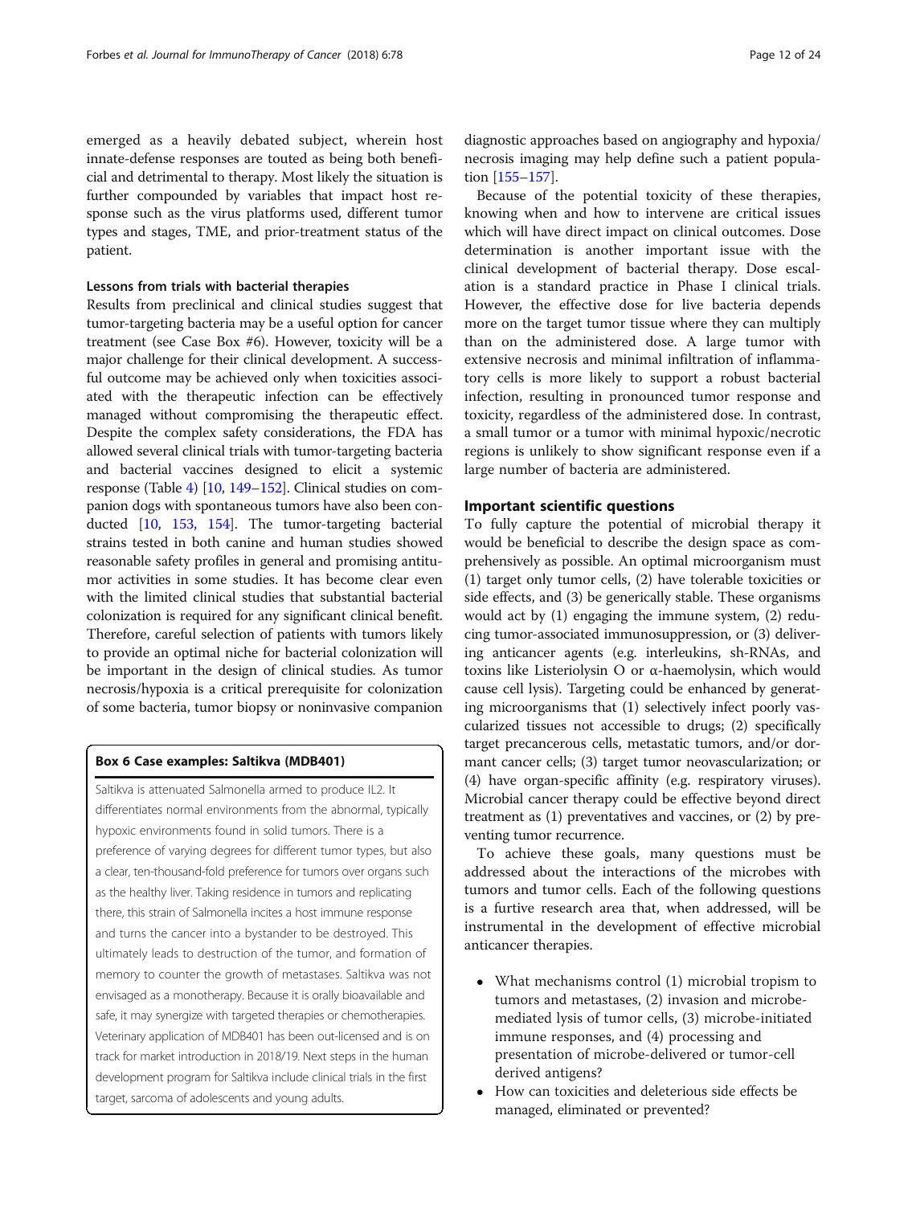emerged as a heavily debated subject, wherein host innate-defense responses are touted as being both beneficial and detrimental to therapy. Most likely the situation is further compounded by variables that impact host response such as the virus platforms used, different tumor types and stages, TME, and prior-treatment status of the patient.

### Lessons from trials with bacterial therapies

Results from preclinical and clinical studies suggest that tumor-targeting bacteria may be a useful option for cancer treatment (see Case Box #6). However, toxicity will be a major challenge for their clinical development. A successful outcome may be achieved only when toxicities associated with the therapeutic infection can be effectively managed without compromising the therapeutic effect. Despite the complex safety considerations, the FDA has allowed several clinical trials with tumor-targeting bacteria and bacterial vaccines designed to elicit a systemic response (Table 4) [10, 149–152]. Clinical studies on companion dogs with spontaneous tumors have also been conducted [10, 153, 154]. The tumor-targeting bacterial strains tested in both canine and human studies showed reasonable safety profiles in general and promising antitumor activities in some studies. It has become clear even with the limited clinical studies that substantial bacterial colonization is required for any significant clinical benefit. Therefore, careful selection of patients with tumors likely to provide an optimal niche for bacterial colonization will be important in the design of clinical studies. As tumor necrosis/hypoxia is a critical prerequisite for colonization of some bacteria, tumor biopsy or noninvasive companion diagnostic approaches based on angiography and hypoxia/necrosis imaging may help define such a patient population [155–157].

Because of the potential toxicity of these therapies, knowing when and how to intervene are critical issues which will have direct impact on clinical outcomes. Dose determination is another important issue with the clinical development of bacterial therapy. Dose escalation is a standard practice in Phase I clinical trials. However, the effective dose for live bacteria depends more on the target tumor tissue where they can multiply than on the administered dose. A large tumor with extensive necrosis and minimal infiltration of inflammatory cells is more likely to support a robust bacterial infection, resulting in pronounced tumor response and toxicity, regardless of the administered dose. In contrast, a small tumor or a tumor with minimal hypoxic/necrotic regions is unlikely to show significant response even if a large number of bacteria are administered.

> **Box 6 Case examples: Saltikva (MDB401)**
>
> Saltikva is attenuated Salmonella armed to produce IL2. It differentiates normal environments from the abnormal, typically hypoxic environments found in solid tumors. There is a preference of varying degrees for different tumor types, but also a clear, ten-thousand-fold preference for tumors over organs such as the healthy liver. Taking residence in tumors and replicating there, this strain of Salmonella incites a host immune response and turns the cancer into a bystander to be destroyed. This ultimately leads to destruction of the tumor, and formation of memory to counter the growth of metastases. Saltikva was not envisaged as a monotherapy. Because it is orally bioavailable and safe, it may synergize with targeted therapies or chemotherapies. Veterinary application of MDB401 has been out-licensed and is on track for market introduction in 2018/19. Next steps in the human development program for Saltikva include clinical trials in the first target, sarcoma of adolescents and young adults.

## Important scientific questions

To fully capture the potential of microbial therapy it would be beneficial to describe the design space as comprehensively as possible. An optimal microorganism must (1) target only tumor cells, (2) have tolerable toxicities or side effects, and (3) be generically stable. These organisms would act by (1) engaging the immune system, (2) reducing tumor-associated immunosuppression, or (3) delivering anticancer agents (e.g. interleukins, sh-RNAs, and toxins like Listeriolysin O or α-haemolysin, which would cause cell lysis). Targeting could be enhanced by generating microorganisms that (1) selectively infect poorly vascularized tissues not accessible to drugs; (2) specifically target precancerous cells, metastatic tumors, and/or dormant cancer cells; (3) target tumor neovascularization; or (4) have organ-specific affinity (e.g. respiratory viruses). Microbial cancer therapy could be effective beyond direct treatment as (1) preventatives and vaccines, or (2) by preventing tumor recurrence.

To achieve these goals, many questions must be addressed about the interactions of the microbes with tumors and tumor cells. Each of the following questions is a furtive research area that, when addressed, will be instrumental in the development of effective microbial anticancer therapies.

- What mechanisms control (1) microbial tropism to tumors and metastases, (2) invasion and microbe-mediated lysis of tumor cells, (3) microbe-initiated immune responses, and (4) processing and presentation of microbe-delivered or tumor-cell derived antigens?
- How can toxicities and deleterious side effects be managed, eliminated or prevented?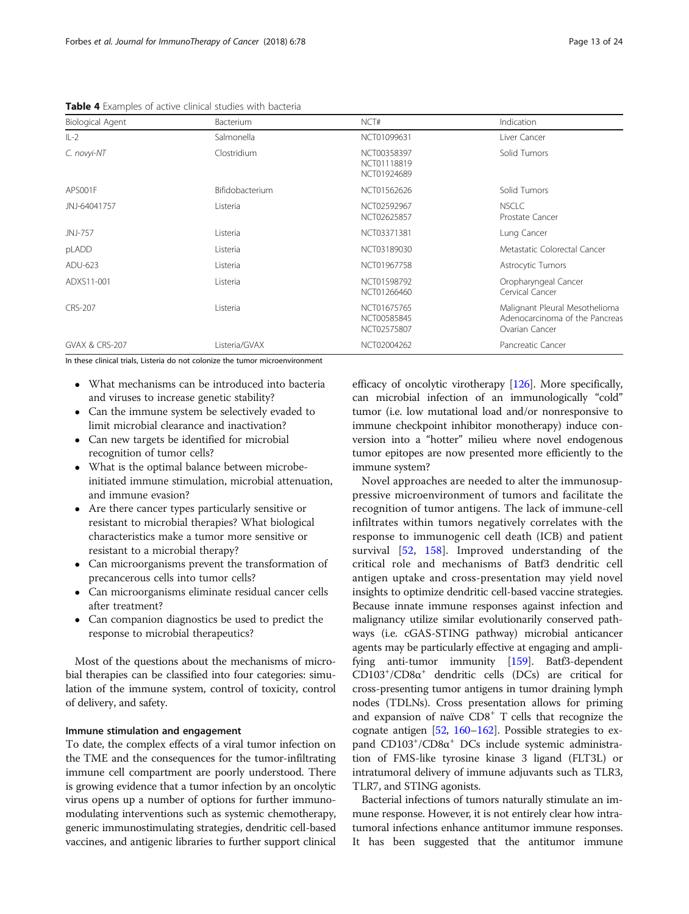**Table 4** Examples of active clinical studies with bacteria

| Biological Agent | Bacterium | NCT# | Indication |
| --- | --- | --- | --- |
| IL-2 | Salmonella | NCT01099631 | Liver Cancer |
| *C. novyi-NT* | Clostridium | NCT00358397<br>NCT01118819<br>NCT01924689 | Solid Tumors |
| APS001F | Bifidobacterium | NCT01562626 | Solid Tumors |
| JNJ-64041757 | Listeria | NCT02592967<br>NCT02625857 | NSCLC<br>Prostate Cancer |
| JNJ-757 | Listeria | NCT03371381 | Lung Cancer |
| pLADD | Listeria | NCT03189030 | Metastatic Colorectal Cancer |
| ADU-623 | Listeria | NCT01967758 | Astrocytic Tumors |
| ADXS11-001 | Listeria | NCT01598792<br>NCT01266460 | Oropharyngeal Cancer<br>Cervical Cancer |
| CRS-207 | Listeria | NCT01675765<br>NCT00585845<br>NCT02575807 | Malignant Pleural Mesothelioma<br>Adenocarcinoma of the Pancreas<br>Ovarian Cancer |
| GVAX & CRS-207 | Listeria/GVAX | NCT02004262 | Pancreatic Cancer |

In these clinical trials, Listeria do not colonize the tumor microenvironment

- What mechanisms can be introduced into bacteria and viruses to increase genetic stability?
- Can the immune system be selectively evaded to limit microbial clearance and inactivation?
- Can new targets be identified for microbial recognition of tumor cells?
- What is the optimal balance between microbe-initiated immune stimulation, microbial attenuation, and immune evasion?
- Are there cancer types particularly sensitive or resistant to microbial therapies? What biological characteristics make a tumor more sensitive or resistant to a microbial therapy?
- Can microorganisms prevent the transformation of precancerous cells into tumor cells?
- Can microorganisms eliminate residual cancer cells after treatment?
- Can companion diagnostics be used to predict the response to microbial therapeutics?

Most of the questions about the mechanisms of microbial therapies can be classified into four categories: simulation of the immune system, control of toxicity, control of delivery, and safety.

### Immune stimulation and engagement

To date, the complex effects of a viral tumor infection on the TME and the consequences for the tumor-infiltrating immune cell compartment are poorly understood. There is growing evidence that a tumor infection by an oncolytic virus opens up a number of options for further immunomodulating interventions such as systemic chemotherapy, generic immunostimulating strategies, dendritic cell-based vaccines, and antigenic libraries to further support clinical efficacy of oncolytic virotherapy [126]. More specifically, can microbial infection of an immunologically "cold" tumor (i.e. low mutational load and/or nonresponsive to immune checkpoint inhibitor monotherapy) induce conversion into a "hotter" milieu where novel endogenous tumor epitopes are now presented more efficiently to the immune system?

Novel approaches are needed to alter the immunosuppressive microenvironment of tumors and facilitate the recognition of tumor antigens. The lack of immune-cell infiltrates within tumors negatively correlates with the response to immunogenic cell death (ICB) and patient survival [52, 158]. Improved understanding of the critical role and mechanisms of Batf3 dendritic cell antigen uptake and cross-presentation may yield novel insights to optimize dendritic cell-based vaccine strategies. Because innate immune responses against infection and malignancy utilize similar evolutionarily conserved pathways (i.e. cGAS-STING pathway) microbial anticancer agents may be particularly effective at engaging and amplifying anti-tumor immunity [159]. Batf3-dependent $CD103^{+}/CD8\alpha^{+}$ dendritic cells (DCs) are critical for cross-presenting tumor antigens in tumor draining lymph nodes (TDLNs). Cross presentation allows for priming and expansion of naïve $CD8^{+}$ T cells that recognize the cognate antigen [52, 160–162]. Possible strategies to expand $CD103^{+}/CD8\alpha^{+}$ DCs include systemic administration of FMS-like tyrosine kinase 3 ligand (FLT3L) or intratumoral delivery of immune adjuvants such as TLR3, TLR7, and STING agonists.

Bacterial infections of tumors naturally stimulate an immune response. However, it is not entirely clear how intratumoral infections enhance antitumor immune responses. It has been suggested that the antitumor immune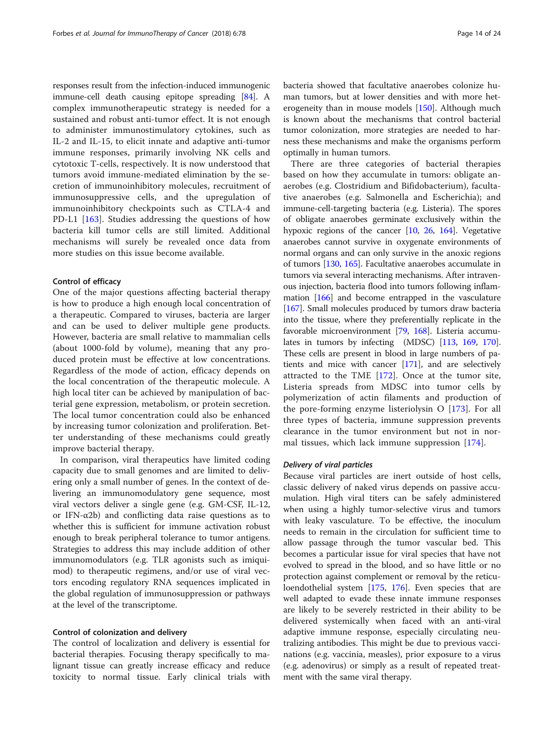responses result from the infection-induced immunogenic immune-cell death causing epitope spreading [84]. A complex immunotherapeutic strategy is needed for a sustained and robust anti-tumor effect. It is not enough to administer immunostimulatory cytokines, such as IL-2 and IL-15, to elicit innate and adaptive anti-tumor immune responses, primarily involving NK cells and cytotoxic T-cells, respectively. It is now understood that tumors avoid immune-mediated elimination by the secretion of immunoinhibitory molecules, recruitment of immunosuppressive cells, and the upregulation of immunoinhibitory checkpoints such as CTLA-4 and PD-L1 [163]. Studies addressing the questions of how bacteria kill tumor cells are still limited. Additional mechanisms will surely be revealed once data from more studies on this issue become available.

#### Control of efficacy

One of the major questions affecting bacterial therapy is how to produce a high enough local concentration of a therapeutic. Compared to viruses, bacteria are larger and can be used to deliver multiple gene products. However, bacteria are small relative to mammalian cells (about 1000-fold by volume), meaning that any produced protein must be effective at low concentrations. Regardless of the mode of action, efficacy depends on the local concentration of the therapeutic molecule. A high local titer can be achieved by manipulation of bacterial gene expression, metabolism, or protein secretion. The local tumor concentration could also be enhanced by increasing tumor colonization and proliferation. Better understanding of these mechanisms could greatly improve bacterial therapy.

In comparison, viral therapeutics have limited coding capacity due to small genomes and are limited to delivering only a small number of genes. In the context of delivering an immunomodulatory gene sequence, most viral vectors deliver a single gene (e.g. GM-CSF, IL-12, or IFN-α2b) and conflicting data raise questions as to whether this is sufficient for immune activation robust enough to break peripheral tolerance to tumor antigens. Strategies to address this may include addition of other immunomodulators (e.g. TLR agonists such as imiquimod) to therapeutic regimens, and/or use of viral vectors encoding regulatory RNA sequences implicated in the global regulation of immunosuppression or pathways at the level of the transcriptome.

#### Control of colonization and delivery

The control of localization and delivery is essential for bacterial therapies. Focusing therapy specifically to malignant tissue can greatly increase efficacy and reduce toxicity to normal tissue. Early clinical trials with bacteria showed that facultative anaerobes colonize human tumors, but at lower densities and with more heterogeneity than in mouse models [150]. Although much is known about the mechanisms that control bacterial tumor colonization, more strategies are needed to harness these mechanisms and make the organisms perform optimally in human tumors.

There are three categories of bacterial therapies based on how they accumulate in tumors: obligate anaerobes (e.g. Clostridium and Bifidobacterium), facultative anaerobes (e.g. Salmonella and Escherichia); and immune-cell-targeting bacteria (e.g. Listeria). The spores of obligate anaerobes germinate exclusively within the hypoxic regions of the cancer [10, 26, 164]. Vegetative anaerobes cannot survive in oxygenate environments of normal organs and can only survive in the anoxic regions of tumors [130, 165]. Facultative anaerobes accumulate in tumors via several interacting mechanisms. After intravenous injection, bacteria flood into tumors following inflammation [166] and become entrapped in the vasculature [167]. Small molecules produced by tumors draw bacteria into the tissue, where they preferentially replicate in the favorable microenvironment [79, 168]. Listeria accumulates in tumors by infecting (MDSC) [113, 169, 170]. These cells are present in blood in large numbers of patients and mice with cancer [171], and are selectively attracted to the TME [172]. Once at the tumor site, Listeria spreads from MDSC into tumor cells by polymerization of actin filaments and production of the pore-forming enzyme listeriolysin O [173]. For all three types of bacteria, immune suppression prevents clearance in the tumor environment but not in normal tissues, which lack immune suppression [174].

##### *Delivery of viral particles*

Because viral particles are inert outside of host cells, classic delivery of naked virus depends on passive accumulation. High viral titers can be safely administered when using a highly tumor-selective virus and tumors with leaky vasculature. To be effective, the inoculum needs to remain in the circulation for sufficient time to allow passage through the tumor vascular bed. This becomes a particular issue for viral species that have not evolved to spread in the blood, and so have little or no protection against complement or removal by the reticuloendothelial system [175, 176]. Even species that are well adapted to evade these innate immune responses are likely to be severely restricted in their ability to be delivered systemically when faced with an anti-viral adaptive immune response, especially circulating neutralizing antibodies. This might be due to previous vaccinations (e.g. vaccinia, measles), prior exposure to a virus (e.g. adenovirus) or simply as a result of repeated treatment with the same viral therapy.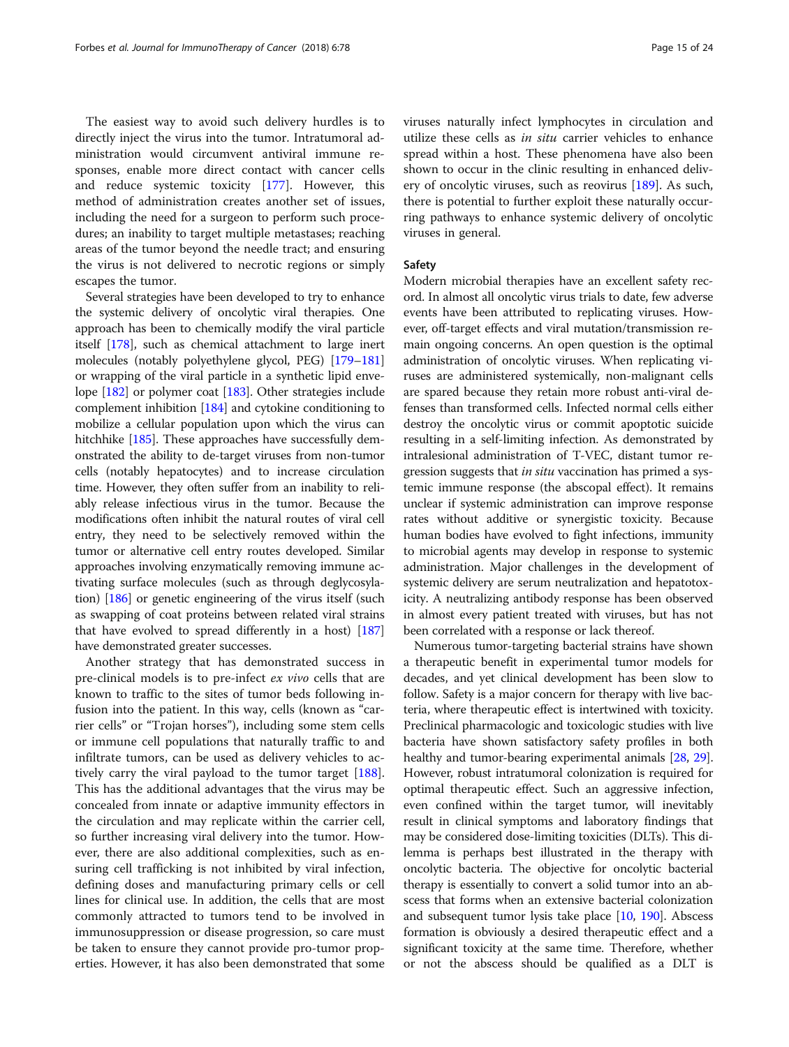The easiest way to avoid such delivery hurdles is to directly inject the virus into the tumor. Intratumoral administration would circumvent antiviral immune responses, enable more direct contact with cancer cells and reduce systemic toxicity [177]. However, this method of administration creates another set of issues, including the need for a surgeon to perform such procedures; an inability to target multiple metastases; reaching areas of the tumor beyond the needle tract; and ensuring the virus is not delivered to necrotic regions or simply escapes the tumor.

Several strategies have been developed to try to enhance the systemic delivery of oncolytic viral therapies. One approach has been to chemically modify the viral particle itself [178], such as chemical attachment to large inert molecules (notably polyethylene glycol, PEG) [179–181] or wrapping of the viral particle in a synthetic lipid envelope [182] or polymer coat [183]. Other strategies include complement inhibition [184] and cytokine conditioning to mobilize a cellular population upon which the virus can hitchhike [185]. These approaches have successfully demonstrated the ability to de-target viruses from non-tumor cells (notably hepatocytes) and to increase circulation time. However, they often suffer from an inability to reliably release infectious virus in the tumor. Because the modifications often inhibit the natural routes of viral cell entry, they need to be selectively removed within the tumor or alternative cell entry routes developed. Similar approaches involving enzymatically removing immune activating surface molecules (such as through deglycosylation) [186] or genetic engineering of the virus itself (such as swapping of coat proteins between related viral strains that have evolved to spread differently in a host) [187] have demonstrated greater successes.

Another strategy that has demonstrated success in pre-clinical models is to pre-infect *ex vivo* cells that are known to traffic to the sites of tumor beds following infusion into the patient. In this way, cells (known as "carrier cells" or "Trojan horses"), including some stem cells or immune cell populations that naturally traffic to and infiltrate tumors, can be used as delivery vehicles to actively carry the viral payload to the tumor target [188]. This has the additional advantages that the virus may be concealed from innate or adaptive immunity effectors in the circulation and may replicate within the carrier cell, so further increasing viral delivery into the tumor. However, there are also additional complexities, such as ensuring cell trafficking is not inhibited by viral infection, defining doses and manufacturing primary cells or cell lines for clinical use. In addition, the cells that are most commonly attracted to tumors tend to be involved in immunosuppression or disease progression, so care must be taken to ensure they cannot provide pro-tumor properties. However, it has also been demonstrated that some viruses naturally infect lymphocytes in circulation and utilize these cells as *in situ* carrier vehicles to enhance spread within a host. These phenomena have also been shown to occur in the clinic resulting in enhanced delivery of oncolytic viruses, such as reovirus [189]. As such, there is potential to further exploit these naturally occurring pathways to enhance systemic delivery of oncolytic viruses in general.

## Safety

Modern microbial therapies have an excellent safety record. In almost all oncolytic virus trials to date, few adverse events have been attributed to replicating viruses. However, off-target effects and viral mutation/transmission remain ongoing concerns. An open question is the optimal administration of oncolytic viruses. When replicating viruses are administered systemically, non-malignant cells are spared because they retain more robust anti-viral defenses than transformed cells. Infected normal cells either destroy the oncolytic virus or commit apoptotic suicide resulting in a self-limiting infection. As demonstrated by intralesional administration of T-VEC, distant tumor regression suggests that *in situ* vaccination has primed a systemic immune response (the abscopal effect). It remains unclear if systemic administration can improve response rates without additive or synergistic toxicity. Because human bodies have evolved to fight infections, immunity to microbial agents may develop in response to systemic administration. Major challenges in the development of systemic delivery are serum neutralization and hepatotoxicity. A neutralizing antibody response has been observed in almost every patient treated with viruses, but has not been correlated with a response or lack thereof.

Numerous tumor-targeting bacterial strains have shown a therapeutic benefit in experimental tumor models for decades, and yet clinical development has been slow to follow. Safety is a major concern for therapy with live bacteria, where therapeutic effect is intertwined with toxicity. Preclinical pharmacologic and toxicologic studies with live bacteria have shown satisfactory safety profiles in both healthy and tumor-bearing experimental animals [28, 29]. However, robust intratumoral colonization is required for optimal therapeutic effect. Such an aggressive infection, even confined within the target tumor, will inevitably result in clinical symptoms and laboratory findings that may be considered dose-limiting toxicities (DLTs). This dilemma is perhaps best illustrated in the therapy with oncolytic bacteria. The objective for oncolytic bacterial therapy is essentially to convert a solid tumor into an abscess that forms when an extensive bacterial colonization and subsequent tumor lysis take place [10, 190]. Abscess formation is obviously a desired therapeutic effect and a significant toxicity at the same time. Therefore, whether or not the abscess should be qualified as a DLT is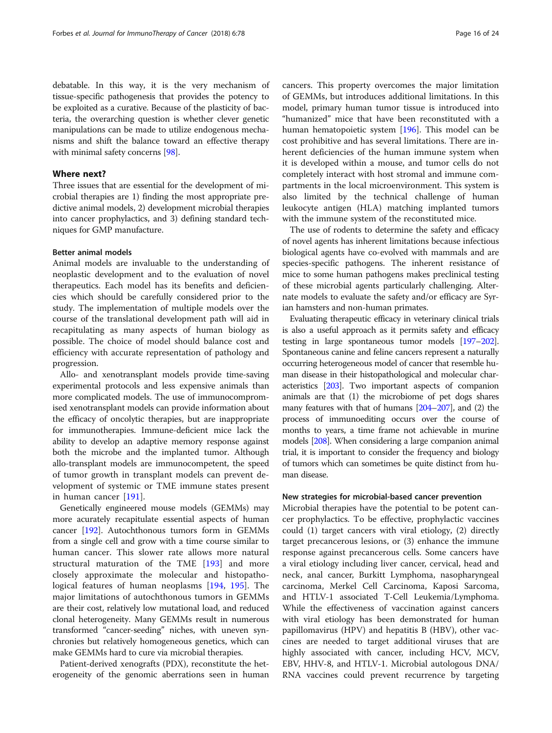debatable. In this way, it is the very mechanism of tissue-specific pathogenesis that provides the potency to be exploited as a curative. Because of the plasticity of bacteria, the overarching question is whether clever genetic manipulations can be made to utilize endogenous mechanisms and shift the balance toward an effective therapy with minimal safety concerns [98].

## Where next?

Three issues that are essential for the development of microbial therapies are 1) finding the most appropriate predictive animal models, 2) development microbial therapies into cancer prophylactics, and 3) defining standard techniques for GMP manufacture.

### Better animal models

Animal models are invaluable to the understanding of neoplastic development and to the evaluation of novel therapeutics. Each model has its benefits and deficiencies which should be carefully considered prior to the study. The implementation of multiple models over the course of the translational development path will aid in recapitulating as many aspects of human biology as possible. The choice of model should balance cost and efficiency with accurate representation of pathology and progression.

Allo- and xenotransplant models provide time-saving experimental protocols and less expensive animals than more complicated models. The use of immunocompromised xenotransplant models can provide information about the efficacy of oncolytic therapies, but are inappropriate for immunotherapies. Immune-deficient mice lack the ability to develop an adaptive memory response against both the microbe and the implanted tumor. Although allo-transplant models are immunocompetent, the speed of tumor growth in transplant models can prevent development of systemic or TME immune states present in human cancer [191].

Genetically engineered mouse models (GEMMs) may more acurately recapitulate essential aspects of human cancer [192]. Autochthonous tumors form in GEMMs from a single cell and grow with a time course similar to human cancer. This slower rate allows more natural structural maturation of the TME [193] and more closely approximate the molecular and histopathological features of human neoplasms [194, 195]. The major limitations of autochthonous tumors in GEMMs are their cost, relatively low mutational load, and reduced clonal heterogeneity. Many GEMMs result in numerous transformed "cancer-seeding" niches, with uneven synchronies but relatively homogeneous genetics, which can make GEMMs hard to cure via microbial therapies.

Patient-derived xenografts (PDX), reconstitute the heterogeneity of the genomic aberrations seen in human cancers. This property overcomes the major limitation of GEMMs, but introduces additional limitations. In this model, primary human tumor tissue is introduced into "humanized" mice that have been reconstituted with a human hematopoietic system [196]. This model can be cost prohibitive and has several limitations. There are inherent deficiencies of the human immune system when it is developed within a mouse, and tumor cells do not completely interact with host stromal and immune compartments in the local microenvironment. This system is also limited by the technical challenge of human leukocyte antigen (HLA) matching implanted tumors with the immune system of the reconstituted mice.

The use of rodents to determine the safety and efficacy of novel agents has inherent limitations because infectious biological agents have co-evolved with mammals and are species-specific pathogens. The inherent resistance of mice to some human pathogens makes preclinical testing of these microbial agents particularly challenging. Alternate models to evaluate the safety and/or efficacy are Syrian hamsters and non-human primates.

Evaluating therapeutic efficacy in veterinary clinical trials is also a useful approach as it permits safety and efficacy testing in large spontaneous tumor models [197–202]. Spontaneous canine and feline cancers represent a naturally occurring heterogeneous model of cancer that resemble human disease in their histopathological and molecular characteristics [203]. Two important aspects of companion animals are that (1) the microbiome of pet dogs shares many features with that of humans [204–207], and (2) the process of immunoediting occurs over the course of months to years, a time frame not achievable in murine models [208]. When considering a large companion animal trial, it is important to consider the frequency and biology of tumors which can sometimes be quite distinct from human disease.

### New strategies for microbial-based cancer prevention

Microbial therapies have the potential to be potent cancer prophylactics. To be effective, prophylactic vaccines could (1) target cancers with viral etiology, (2) directly target precancerous lesions, or (3) enhance the immune response against precancerous cells. Some cancers have a viral etiology including liver cancer, cervical, head and neck, anal cancer, Burkitt Lymphoma, nasopharyngeal carcinoma, Merkel Cell Carcinoma, Kaposi Sarcoma, and HTLV-1 associated T-Cell Leukemia/Lymphoma. While the effectiveness of vaccination against cancers with viral etiology has been demonstrated for human papillomavirus (HPV) and hepatitis B (HBV), other vaccines are needed to target additional viruses that are highly associated with cancer, including HCV, MCV, EBV, HHV-8, and HTLV-1. Microbial autologous DNA/RNA vaccines could prevent recurrence by targeting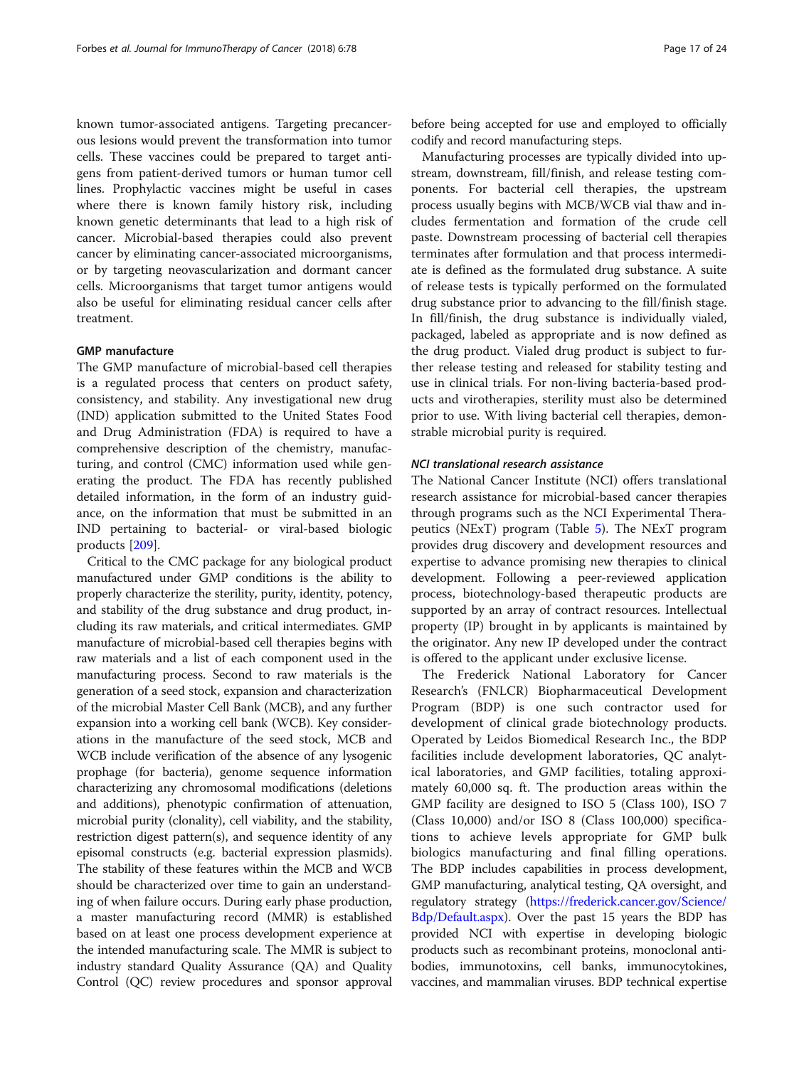known tumor-associated antigens. Targeting precancerous lesions would prevent the transformation into tumor cells. These vaccines could be prepared to target antigens from patient-derived tumors or human tumor cell lines. Prophylactic vaccines might be useful in cases where there is known family history risk, including known genetic determinants that lead to a high risk of cancer. Microbial-based therapies could also prevent cancer by eliminating cancer-associated microorganisms, or by targeting neovascularization and dormant cancer cells. Microorganisms that target tumor antigens would also be useful for eliminating residual cancer cells after treatment.

### GMP manufacture

The GMP manufacture of microbial-based cell therapies is a regulated process that centers on product safety, consistency, and stability. Any investigational new drug (IND) application submitted to the United States Food and Drug Administration (FDA) is required to have a comprehensive description of the chemistry, manufacturing, and control (CMC) information used while generating the product. The FDA has recently published detailed information, in the form of an industry guidance, on the information that must be submitted in an IND pertaining to bacterial- or viral-based biologic products [209].

Critical to the CMC package for any biological product manufactured under GMP conditions is the ability to properly characterize the sterility, purity, identity, potency, and stability of the drug substance and drug product, including its raw materials, and critical intermediates. GMP manufacture of microbial-based cell therapies begins with raw materials and a list of each component used in the manufacturing process. Second to raw materials is the generation of a seed stock, expansion and characterization of the microbial Master Cell Bank (MCB), and any further expansion into a working cell bank (WCB). Key considerations in the manufacture of the seed stock, MCB and WCB include verification of the absence of any lysogenic prophage (for bacteria), genome sequence information characterizing any chromosomal modifications (deletions and additions), phenotypic confirmation of attenuation, microbial purity (clonality), cell viability, and the stability, restriction digest pattern(s), and sequence identity of any episomal constructs (e.g. bacterial expression plasmids). The stability of these features within the MCB and WCB should be characterized over time to gain an understanding of when failure occurs. During early phase production, a master manufacturing record (MMR) is established based on at least one process development experience at the intended manufacturing scale. The MMR is subject to industry standard Quality Assurance (QA) and Quality Control (QC) review procedures and sponsor approval before being accepted for use and employed to officially codify and record manufacturing steps.

Manufacturing processes are typically divided into upstream, downstream, fill/finish, and release testing components. For bacterial cell therapies, the upstream process usually begins with MCB/WCB vial thaw and includes fermentation and formation of the crude cell paste. Downstream processing of bacterial cell therapies terminates after formulation and that process intermediate is defined as the formulated drug substance. A suite of release tests is typically performed on the formulated drug substance prior to advancing to the fill/finish stage. In fill/finish, the drug substance is individually vialed, packaged, labeled as appropriate and is now defined as the drug product. Vialed drug product is subject to further release testing and released for stability testing and use in clinical trials. For non-living bacteria-based products and virotherapies, sterility must also be determined prior to use. With living bacterial cell therapies, demonstrable microbial purity is required.

#### *NCI translational research assistance*

The National Cancer Institute (NCI) offers translational research assistance for microbial-based cancer therapies through programs such as the NCI Experimental Therapeutics (NExT) program (Table 5). The NExT program provides drug discovery and development resources and expertise to advance promising new therapies to clinical development. Following a peer-reviewed application process, biotechnology-based therapeutic products are supported by an array of contract resources. Intellectual property (IP) brought in by applicants is maintained by the originator. Any new IP developed under the contract is offered to the applicant under exclusive license.

The Frederick National Laboratory for Cancer Research's (FNLCR) Biopharmaceutical Development Program (BDP) is one such contractor used for development of clinical grade biotechnology products. Operated by Leidos Biomedical Research Inc., the BDP facilities include development laboratories, QC analytical laboratories, and GMP facilities, totaling approximately 60,000 sq. ft. The production areas within the GMP facility are designed to ISO 5 (Class 100), ISO 7 (Class 10,000) and/or ISO 8 (Class 100,000) specifications to achieve levels appropriate for GMP bulk biologics manufacturing and final filling operations. The BDP includes capabilities in process development, GMP manufacturing, analytical testing, QA oversight, and regulatory strategy (https://frederick.cancer.gov/Science/Bdp/Default.aspx). Over the past 15 years the BDP has provided NCI with expertise in developing biologic products such as recombinant proteins, monoclonal antibodies, immunotoxins, cell banks, immunocytokines, vaccines, and mammalian viruses. BDP technical expertise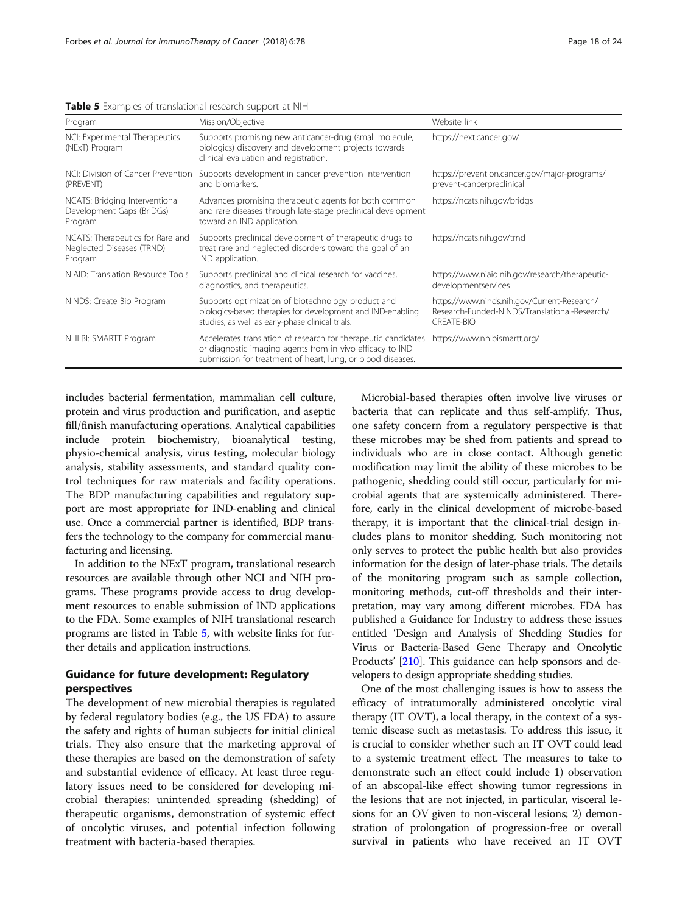**Table 5** Examples of translational research support at NIH

| Program | Mission/Objective | Website link |
| --- | --- | --- |
| NCI: Experimental Therapeutics (NExT) Program | Supports promising new anticancer-drug (small molecule, biologics) discovery and development projects towards clinical evaluation and registration. | https://next.cancer.gov/ |
| NCI: Division of Cancer Prevention (PREVENT) | Supports development in cancer prevention intervention and biomarkers. | https://prevention.cancer.gov/major-programs/prevent-cancerpreclinical |
| NCATS: Bridging Interventional Development Gaps (BrIDGs) Program | Advances promising therapeutic agents for both common and rare diseases through late-stage preclinical development toward an IND application. | https://ncats.nih.gov/bridgs |
| NCATS: Therapeutics for Rare and Neglected Diseases (TRND) Program | Supports preclinical development of therapeutic drugs to treat rare and neglected disorders toward the goal of an IND application. | https://ncats.nih.gov/trnd |
| NIAID: Translation Resource Tools | Supports preclinical and clinical research for vaccines, diagnostics, and therapeutics. | https://www.niaid.nih.gov/research/therapeutic-developmentservices |
| NINDS: Create Bio Program | Supports optimization of biotechnology product and biologics-based therapies for development and IND-enabling studies, as well as early-phase clinical trials. | https://www.ninds.nih.gov/Current-Research/Research-Funded-NINDS/Translational-Research/CREATE-BIO |
| NHLBI: SMARTT Program | Accelerates translation of research for therapeutic candidates or diagnostic imaging agents from in vivo efficacy to IND submission for treatment of heart, lung, or blood diseases. | https://www.nhlbismartt.org/ |

includes bacterial fermentation, mammalian cell culture, protein and virus production and purification, and aseptic fill/finish manufacturing operations. Analytical capabilities include protein biochemistry, bioanalytical testing, physio-chemical analysis, virus testing, molecular biology analysis, stability assessments, and standard quality control techniques for raw materials and facility operations. The BDP manufacturing capabilities and regulatory support are most appropriate for IND-enabling and clinical use. Once a commercial partner is identified, BDP transfers the technology to the company for commercial manufacturing and licensing.

In addition to the NExT program, translational research resources are available through other NCI and NIH programs. These programs provide access to drug development resources to enable submission of IND applications to the FDA. Some examples of NIH translational research programs are listed in Table 5, with website links for further details and application instructions.

## Guidance for future development: Regulatory perspectives

The development of new microbial therapies is regulated by federal regulatory bodies (e.g., the US FDA) to assure the safety and rights of human subjects for initial clinical trials. They also ensure that the marketing approval of these therapies are based on the demonstration of safety and substantial evidence of efficacy. At least three regulatory issues need to be considered for developing microbial therapies: unintended spreading (shedding) of therapeutic organisms, demonstration of systemic effect of oncolytic viruses, and potential infection following treatment with bacteria-based therapies.

Microbial-based therapies often involve live viruses or bacteria that can replicate and thus self-amplify. Thus, one safety concern from a regulatory perspective is that these microbes may be shed from patients and spread to individuals who are in close contact. Although genetic modification may limit the ability of these microbes to be pathogenic, shedding could still occur, particularly for microbial agents that are systemically administered. Therefore, early in the clinical development of microbe-based therapy, it is important that the clinical-trial design includes plans to monitor shedding. Such monitoring not only serves to protect the public health but also provides information for the design of later-phase trials. The details of the monitoring program such as sample collection, monitoring methods, cut-off thresholds and their interpretation, may vary among different microbes. FDA has published a Guidance for Industry to address these issues entitled 'Design and Analysis of Shedding Studies for Virus or Bacteria-Based Gene Therapy and Oncolytic Products' [210]. This guidance can help sponsors and developers to design appropriate shedding studies.

One of the most challenging issues is how to assess the efficacy of intratumorally administered oncolytic viral therapy (IT OVT), a local therapy, in the context of a systemic disease such as metastasis. To address this issue, it is crucial to consider whether such an IT OVT could lead to a systemic treatment effect. The measures to take to demonstrate such an effect could include 1) observation of an abscopal-like effect showing tumor regressions in the lesions that are not injected, in particular, visceral lesions for an OV given to non-visceral lesions; 2) demonstration of prolongation of progression-free or overall survival in patients who have received an IT OVT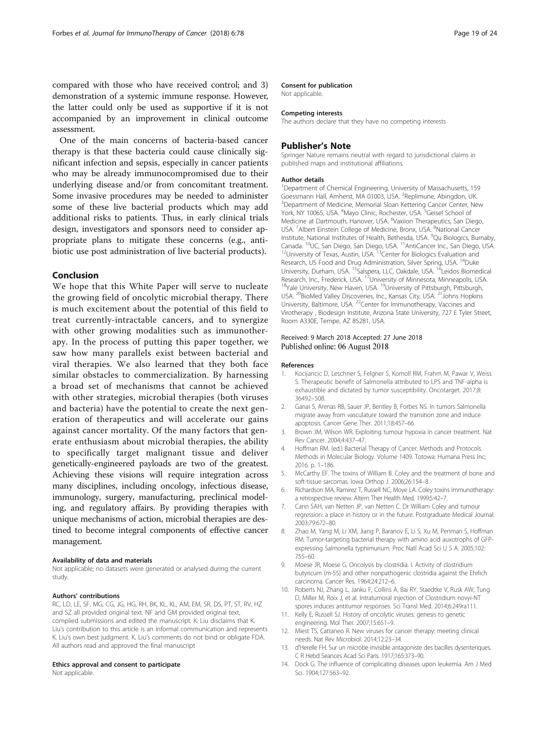compared with those who have received control; and 3) demonstration of a systemic immune response. However, the latter could only be used as supportive if it is not accompanied by an improvement in clinical outcome assessment.

One of the main concerns of bacteria-based cancer therapy is that these bacteria could cause clinically significant infection and sepsis, especially in cancer patients who may be already immunocompromised due to their underlying disease and/or from concomitant treatment. Some invasive procedures may be needed to administer some of these live bacterial products which may add additional risks to patients. Thus, in early clinical trials design, investigators and sponsors need to consider appropriate plans to mitigate these concerns (e.g., antibiotic use post administration of live bacterial products).

## Conclusion

We hope that this White Paper will serve to nucleate the growing field of oncolytic microbial therapy. There is much excitement about the potential of this field to treat currently-intractable cancers, and to synergize with other growing modalities such as immunotherapy. In the process of putting this paper together, we saw how many parallels exist between bacterial and viral therapies. We also learned that they both face similar obstacles to commercialization. By harnessing a broad set of mechanisms that cannot be achieved with other strategies, microbial therapies (both viruses and bacteria) have the potential to create the next generation of therapeutics and will accelerate our gains against cancer mortality. Of the many factors that generate enthusiasm about microbial therapies, the ability to specifically target malignant tissue and deliver genetically-engineered payloads are two of the greatest. Achieving these visions will require integration across many disciplines, including oncology, infectious disease, immunology, surgery, manufacturing, preclinical modeling, and regulatory affairs. By providing therapies with unique mechanisms of action, microbial therapies are destined to become integral components of effective cancer management.

#### Availability of data and materials

Not applicable; no datasets were generated or analysed during the current study.

#### Authors' contributions

RC, LD, LE, SF, MG, CG, JG, HG, RH, BK, KL, KL, AM, EM, SR, DS, PT, ST, RV, HZ and SZ all provided original text. NF and GM provided original text, complied submissions and edited the manuscript. K. Liu disclaims that K. Liu's contribution to this article is an informal communication and represents K. Liu's own best judgment. K. Liu's comments do not bind or obligate FDA. All authors read and approved the final manuscript

#### Ethics approval and consent to participate

Not applicable.

#### Consent for publication

Not applicable.

#### Competing interests

The authors declare that they have no competing interests

## Publisher's Note

Springer Nature remains neutral with regard to jurisdictional claims in published maps and institutional affiliations.

#### Author details

[1]Department of Chemical Engineering, University of Massachusetts, 159 Goessmann Hall, Amherst, MA 01003, USA. [2]Replimune, Abingdon, UK. [3]Department of Medicine, Memorial Sloan Kettering Cancer Center, New York, NY 10065, USA. [4]Mayo Clinic, Rochester, USA. [5]Geisel School of Medicine at Dartmouth, Hanover, USA. [6]Vaxiion Therapeutics, San Diego, USA. [7]Albert Einstein College of Medicine, Bronx, USA. [8]National Cancer Institute, National Institutes of Health, Bethesda, USA. [9]Qu Biologics, Burnaby, Canada. [10]UC, San Diego, San Diego, USA. [11]AntiCancer Inc., San Diego, USA. [12]University of Texas, Austin, USA. [13]Center for Biologics Evaluation and Research, US Food and Drug Administration, Silver Spring, USA. [14]Duke University, Durham, USA. [15]Salspera, LLC, Oakdale, USA. [16]Leidos Biomedical Research, Inc., Frederick, USA. [17]University of Minnesota, Minneapolis, USA. [18]Yale University, New Haven, USA. [19]University of Pittsburgh, Pittsburgh, USA. [20]BioMed Valley Discoveries, Inc., Kansas City, USA. [21]Johns Hopkins University, Baltimore, USA. [22]Center for Immunotherapy, Vaccines and Virotherapy , Biodesign Institute, Arizona State University, 727 E Tyler Street, Room A330E, Tempe, AZ 85281, USA.

Received: 9 March 2018 Accepted: 27 June 2018
Published online: 06 August 2018

#### References

1. Kocijancic D, Leschner S, Felgner S, Komoll RM, Frahm M, Pawar V, Weiss S. Therapeutic benefit of Salmonella attributed to LPS and TNF-alpha is exhaustible and dictated by tumor susceptibility. Oncotarget. 2017;8: 36492–508.
2. Ganai S, Arenas RB, Sauer JP, Bentley B, Forbes NS. In tumors Salmonella migrate away from vasculature toward the transition zone and induce apoptosis. Cancer Gene Ther. 2011;18:457–66.
3. Brown JM, Wilson WR. Exploiting tumour hypoxia in cancer treatment. Nat Rev Cancer. 2004;4:437–47.
4. Hoffman RM. (ed.) Bacterial Therapy of Cancer: Methods and Protocols. Methods in Molecular Biology. Volume 1409. Totowa: Humana Press Inc; 2016. p. 1–186.
5. McCarthy EF. The toxins of William B. Coley and the treatment of bone and soft-tissue sarcomas. Iowa Orthop J. 2006;26:154–8.
6. Richardson MA, Ramirez T, Russell NC, Moye LA. Coley toxins immunotherapy: a retrospective review. Altern Ther Health Med. 1999;5:42–7.
7. Cann SAH, van Netten JP, van Netten C. Dr William Coley and tumour regression: a place in history or in the future. Postgraduate Medical Journal. 2003;79:672–80.
8. Zhao M, Yang M, Li XM, Jiang P, Baranov E, Li S, Xu M, Penman S, Hoffman RM. Tumor-targeting bacterial therapy with amino acid auxotrophs of GFP-expressing Salmonella typhimurium. Proc Natl Acad Sci U S A. 2005;102: 755–60.
9. Moese JR, Moese G. Oncolysis by clostridia. I. Activity of clostridium butyricum (m-55) and other nonpathogenic clostridia against the Ehrlich carcinoma. Cancer Res. 1964;24:212–6.
10. Roberts NJ, Zhang L, Janku F, Collins A, Bai RY, Staedtke V, Rusk AW, Tung D, Miller M, Roix J, et al. Intratumoral injection of Clostridium novyi-NT spores induces antitumor responses. Sci Transl Med. 2014;6:249ra111.
11. Kelly E, Russell SJ. History of oncolytic viruses: genesis to genetic engineering. Mol Ther. 2007;15:651–9.
12. Miest TS, Cattaneo R. New viruses for cancer therapy: meeting clinical needs. Nat Rev Microbiol. 2014;12:23–34.
13. d'Herelle FH. Sur un microbe invisible antagoniste des bacilles dysenteriques. C R Hebd Seances Acad Sci Paris. 1917;165:373–90.
14. Dock G. The influence of complicating diseases upon leukemia. Am J Med Sci. 1904;127:563–92.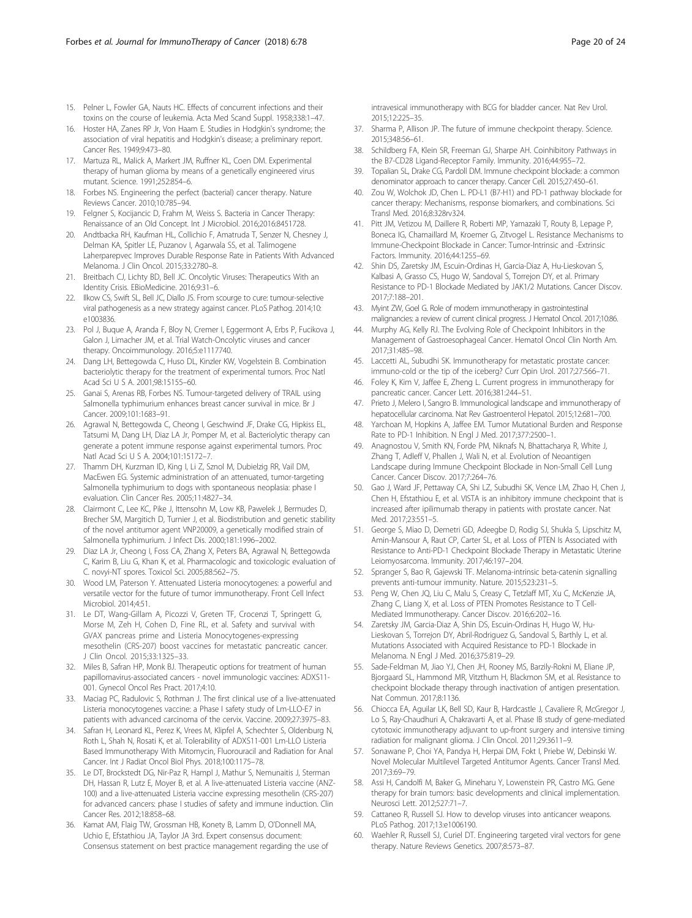15. Pelner L, Fowler GA, Nauts HC. Effects of concurrent infections and their toxins on the course of leukemia. Acta Med Scand Suppl. 1958;338:1–47.
16. Hoster HA, Zanes RP Jr, Von Haam E. Studies in Hodgkin's syndrome; the association of viral hepatitis and Hodgkin's disease; a preliminary report. Cancer Res. 1949;9:473–80.
17. Martuza RL, Malick A, Markert JM, Ruffner KL, Coen DM. Experimental therapy of human glioma by means of a genetically engineered virus mutant. Science. 1991;252:854–6.
18. Forbes NS. Engineering the perfect (bacterial) cancer therapy. Nature Reviews Cancer. 2010;10:785–94.
19. Felgner S, Kocijancic D, Frahm M, Weiss S. Bacteria in Cancer Therapy: Renaissance of an Old Concept. Int J Microbiol. 2016;2016:8451728.
20. Andtbacka RH, Kaufman HL, Collichio F, Amatruda T, Senzer N, Chesney J, Delman KA, Spitler LE, Puzanov I, Agarwala SS, et al. Talimogene Laherparepvec Improves Durable Response Rate in Patients With Advanced Melanoma. J Clin Oncol. 2015;33:2780–8.
21. Breitbach CJ, Lichty BD, Bell JC. Oncolytic Viruses: Therapeutics With an Identity Crisis. EBioMedicine. 2016;9:31–6.
22. Ilkow CS, Swift SL, Bell JC, Diallo JS. From scourge to cure: tumour-selective viral pathogenesis as a new strategy against cancer. PLoS Pathog. 2014;10:e1003836.
23. Pol J, Buque A, Aranda F, Bloy N, Cremer I, Eggermont A, Erbs P, Fucikova J, Galon J, Limacher JM, et al. Trial Watch-Oncolytic viruses and cancer therapy. Oncoimmunology. 2016;5:e1117740.
24. Dang LH, Bettegowda C, Huso DL, Kinzler KW, Vogelstein B. Combination bacteriolytic therapy for the treatment of experimental tumors. Proc Natl Acad Sci U S A. 2001;98:15155–60.
25. Ganai S, Arenas RB, Forbes NS. Tumour-targeted delivery of TRAIL using Salmonella typhimurium enhances breast cancer survival in mice. Br J Cancer. 2009;101:1683–91.
26. Agrawal N, Bettegowda C, Cheong I, Geschwind JF, Drake CG, Hipkiss EL, Tatsumi M, Dang LH, Diaz LA Jr, Pomper M, et al. Bacteriolytic therapy can generate a potent immune response against experimental tumors. Proc Natl Acad Sci U S A. 2004;101:15172–7.
27. Thamm DH, Kurzman ID, King I, Li Z, Sznol M, Dubielzig RR, Vail DM, MacEwen EG. Systemic administration of an attenuated, tumor-targeting Salmonella typhimurium to dogs with spontaneous neoplasia: phase I evaluation. Clin Cancer Res. 2005;11:4827–34.
28. Clairmont C, Lee KC, Pike J, Ittensohn M, Low KB, Pawelek J, Bermudes D, Brecher SM, Margitich D, Turnier J, et al. Biodistribution and genetic stability of the novel antitumor agent VNP20009, a genetically modified strain of Salmonella typhimurium. J Infect Dis. 2000;181:1996–2002.
29. Diaz LA Jr, Cheong I, Foss CA, Zhang X, Peters BA, Agrawal N, Bettegowda C, Karim B, Liu G, Khan K, et al. Pharmacologic and toxicologic evaluation of C. novyi-NT spores. Toxicol Sci. 2005;88:562–75.
30. Wood LM, Paterson Y. Attenuated Listeria monocytogenes: a powerful and versatile vector for the future of tumor immunotherapy. Front Cell Infect Microbiol. 2014;4:51.
31. Le DT, Wang-Gillam A, Picozzi V, Greten TF, Crocenzi T, Springett G, Morse M, Zeh H, Cohen D, Fine RL, et al. Safety and survival with GVAX pancreas prime and Listeria Monocytogenes-expressing mesothelin (CRS-207) boost vaccines for metastatic pancreatic cancer. J Clin Oncol. 2015;33:1325–33.
32. Miles B, Safran HP, Monk BJ. Therapeutic options for treatment of human papillomavirus-associated cancers - novel immunologic vaccines: ADXS11-001. Gynecol Oncol Res Pract. 2017;4:10.
33. Maciag PC, Radulovic S, Rothman J. The first clinical use of a live-attenuated Listeria monocytogenes vaccine: a Phase I safety study of Lm-LLO-E7 in patients with advanced carcinoma of the cervix. Vaccine. 2009;27:3975–83.
34. Safran H, Leonard KL, Perez K, Vrees M, Klipfel A, Schechter S, Oldenburg N, Roth L, Shah N, Rosati K, et al. Tolerability of ADXS11-001 Lm-LLO Listeria Based Immunotherapy With Mitomycin, Fluorouracil and Radiation for Anal Cancer. Int J Radiat Oncol Biol Phys. 2018;100:1175–78.
35. Le DT, Brockstedt DG, Nir-Paz R, Hampl J, Mathur S, Nemunaitis J, Sterman DH, Hassan R, Lutz E, Moyer B, et al. A live-attenuated Listeria vaccine (ANZ-100) and a live-attenuated Listeria vaccine expressing mesothelin (CRS-207) for advanced cancers: phase I studies of safety and immune induction. Clin Cancer Res. 2012;18:858–68.
36. Kamat AM, Flaig TW, Grossman HB, Konety B, Lamm D, O'Donnell MA, Uchio E, Efstathiou JA, Taylor JA 3rd. Expert consensus document: Consensus statement on best practice management regarding the use of intravesical immunotherapy with BCG for bladder cancer. Nat Rev Urol. 2015;12:225–35.
37. Sharma P, Allison JP. The future of immune checkpoint therapy. Science. 2015;348:56–61.
38. Schildberg FA, Klein SR, Freeman GJ, Sharpe AH. Coinhibitory Pathways in the B7-CD28 Ligand-Receptor Family. Immunity. 2016;44:955–72.
39. Topalian SL, Drake CG, Pardoll DM. Immune checkpoint blockade: a common denominator approach to cancer therapy. Cancer Cell. 2015;27:450–61.
40. Zou W, Wolchok JD, Chen L. PD-L1 (B7-H1) and PD-1 pathway blockade for cancer therapy: Mechanisms, response biomarkers, and combinations. Sci Transl Med. 2016;8:328rv324.
41. Pitt JM, Vetizou M, Daillere R, Roberti MP, Yamazaki T, Routy B, Lepage P, Boneca IG, Chamaillard M, Kroemer G, Zitvogel L. Resistance Mechanisms to Immune-Checkpoint Blockade in Cancer: Tumor-Intrinsic and -Extrinsic Factors. Immunity. 2016;44:1255–69.
42. Shin DS, Zaretsky JM, Escuin-Ordinas H, Garcia-Diaz A, Hu-Lieskovan S, Kalbasi A, Grasso CS, Hugo W, Sandoval S, Torrejon DY, et al. Primary Resistance to PD-1 Blockade Mediated by JAK1/2 Mutations. Cancer Discov. 2017;7:188–201.
43. Myint ZW, Goel G. Role of modern immunotherapy in gastrointestinal malignancies: a review of current clinical progress. J Hematol Oncol. 2017;10:86.
44. Murphy AG, Kelly RJ. The Evolving Role of Checkpoint Inhibitors in the Management of Gastroesophageal Cancer. Hematol Oncol Clin North Am. 2017;31:485–98.
45. Laccetti AL, Subudhi SK. Immunotherapy for metastatic prostate cancer: immuno-cold or the tip of the iceberg? Curr Opin Urol. 2017;27:566–71.
46. Foley K, Kim V, Jaffee E, Zheng L. Current progress in immunotherapy for pancreatic cancer. Cancer Lett. 2016;381:244–51.
47. Prieto J, Melero I, Sangro B. Immunological landscape and immunotherapy of hepatocellular carcinoma. Nat Rev Gastroenterol Hepatol. 2015;12:681–700.
48. Yarchoan M, Hopkins A, Jaffee EM. Tumor Mutational Burden and Response Rate to PD-1 Inhibition. N Engl J Med. 2017;377:2500–1.
49. Anagnostou V, Smith KN, Forde PM, Niknafs N, Bhattacharya R, White J, Zhang T, Adleff V, Phallen J, Wali N, et al. Evolution of Neoantigen Landscape during Immune Checkpoint Blockade in Non-Small Cell Lung Cancer. Cancer Discov. 2017;7:264–76.
50. Gao J, Ward JF, Pettaway CA, Shi LZ, Subudhi SK, Vence LM, Zhao H, Chen J, Chen H, Efstathiou E, et al. VISTA is an inhibitory immune checkpoint that is increased after ipilimumab therapy in patients with prostate cancer. Nat Med. 2017;23:551–5.
51. George S, Miao D, Demetri GD, Adeegbe D, Rodig SJ, Shukla S, Lipschitz M, Amin-Mansour A, Raut CP, Carter SL, et al. Loss of PTEN Is Associated with Resistance to Anti-PD-1 Checkpoint Blockade Therapy in Metastatic Uterine Leiomyosarcoma. Immunity. 2017;46:197–204.
52. Spranger S, Bao R, Gajewski TF. Melanoma-intrinsic beta-catenin signalling prevents anti-tumour immunity. Nature. 2015;523:231–5.
53. Peng W, Chen JQ, Liu C, Malu S, Creasy C, Tetzlaff MT, Xu C, McKenzie JA, Zhang C, Liang X, et al. Loss of PTEN Promotes Resistance to T Cell-Mediated Immunotherapy. Cancer Discov. 2016;6:202–16.
54. Zaretsky JM, Garcia-Diaz A, Shin DS, Escuin-Ordinas H, Hugo W, Hu-Lieskovan S, Torrejon DY, Abril-Rodriguez G, Sandoval S, Barthly L, et al. Mutations Associated with Acquired Resistance to PD-1 Blockade in Melanoma. N Engl J Med. 2016;375:819–29.
55. Sade-Feldman M, Jiao YJ, Chen JH, Rooney MS, Barzily-Rokni M, Eliane JP, Bjorgaard SL, Hammond MR, Vitzthum H, Blackmon SM, et al. Resistance to checkpoint blockade therapy through inactivation of antigen presentation. Nat Commun. 2017;8:1136.
56. Chiocca EA, Aguilar LK, Bell SD, Kaur B, Hardcastle J, Cavaliere R, McGregor J, Lo S, Ray-Chaudhuri A, Chakravarti A, et al. Phase IB study of gene-mediated cytotoxic immunotherapy adjuvant to up-front surgery and intensive timing radiation for malignant glioma. J Clin Oncol. 2011;29:3611–9.
57. Sonawane P, Choi YA, Pandya H, Herpai DM, Fokt I, Priebe W, Debinski W. Novel Molecular Multilevel Targeted Antitumor Agents. Cancer Transl Med. 2017;3:69–79.
58. Assi H, Candolfi M, Baker G, Mineharu Y, Lowenstein PR, Castro MG. Gene therapy for brain tumors: basic developments and clinical implementation. Neurosci Lett. 2012;527:71–7.
59. Cattaneo R, Russell SJ. How to develop viruses into anticancer weapons. PLoS Pathog. 2017;13:e1006190.
60. Waehler R, Russell SJ, Curiel DT. Engineering targeted viral vectors for gene therapy. Nature Reviews Genetics. 2007;8:573–87.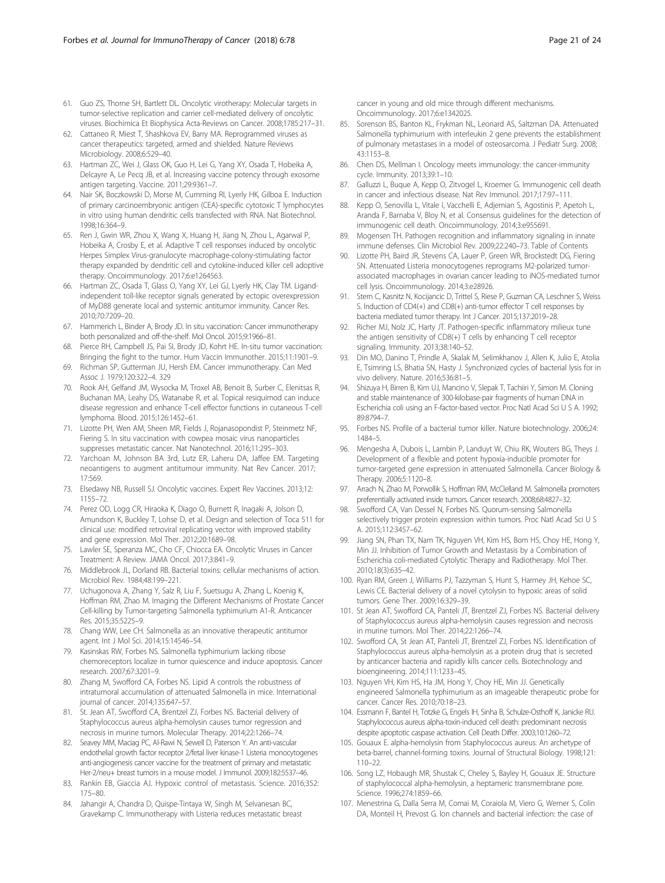61. Guo ZS, Thorne SH, Bartlett DL. Oncolytic virotherapy: Molecular targets in tumor-selective replication and carrier cell-mediated delivery of oncolytic viruses. Biochimica Et Biophysica Acta-Reviews on Cancer. 2008;1785:217–31.
62. Cattaneo R, Miest T, Shashkova EV, Barry MA. Reprogrammed viruses as cancer therapeutics: targeted, armed and shielded. Nature Reviews Microbiology. 2008;6:529–40.
63. Hartman ZC, Wei J, Glass OK, Guo H, Lei G, Yang XY, Osada T, Hobeika A, Delcayre A, Le Pecq JB, et al. Increasing vaccine potency through exosome antigen targeting. Vaccine. 2011;29:9361–7.
64. Nair SK, Boczkowski D, Morse M, Cumming RI, Lyerly HK, Gilboa E. Induction of primary carcinoembryonic antigen (CEA)-specific cytotoxic T lymphocytes in vitro using human dendritic cells transfected with RNA. Nat Biotechnol. 1998;16:364–9.
65. Ren J, Gwin WR, Zhou X, Wang X, Huang H, Jiang N, Zhou L, Agarwal P, Hobeika A, Crosby E, et al. Adaptive T cell responses induced by oncolytic Herpes Simplex Virus-granulocyte macrophage-colony-stimulating factor therapy expanded by dendritic cell and cytokine-induced killer cell adoptive therapy. Oncoimmunology. 2017;6:e1264563.
66. Hartman ZC, Osada T, Glass O, Yang XY, Lei GJ, Lyerly HK, Clay TM. Ligand-independent toll-like receptor signals generated by ectopic overexpression of MyD88 generate local and systemic antitumor immunity. Cancer Res. 2010;70:7209–20.
67. Hammerich L, Binder A, Brody JD. In situ vaccination: Cancer immunotherapy both personalized and off-the-shelf. Mol Oncol. 2015;9:1966–81.
68. Pierce RH, Campbell JS, Pai SI, Brody JD, Kohrt HE. In-situ tumor vaccination: Bringing the fight to the tumor. Hum Vaccin Immunother. 2015;11:1901–9.
69. Richman SP, Gutterman JU, Hersh EM. Cancer immunotherapy. Can Med Assoc J. 1979;120:322–4. 329
70. Rook AH, Gelfand JM, Wysocka M, Troxel AB, Benoit B, Surber C, Elenitsas R, Buchanan MA, Leahy DS, Watanabe R, et al. Topical resiquimod can induce disease regression and enhance T-cell effector functions in cutaneous T-cell lymphoma. Blood. 2015;126:1452–61.
71. Lizotte PH, Wen AM, Sheen MR, Fields J, Rojanasopondist P, Steinmetz NF, Fiering S. In situ vaccination with cowpea mosaic virus nanoparticles suppresses metastatic cancer. Nat Nanotechnol. 2016;11:295–303.
72. Yarchoan M, Johnson BA 3rd, Lutz ER, Laheru DA, Jaffee EM. Targeting neoantigens to augment antitumour immunity. Nat Rev Cancer. 2017; 17:569.
73. Elsedawy NB, Russell SJ. Oncolytic vaccines. Expert Rev Vaccines. 2013;12: 1155–72.
74. Perez OD, Logg CR, Hiraoka K, Diago O, Burnett R, Inagaki A, Jolson D, Amundson K, Buckley T, Lohse D, et al. Design and selection of Toca 511 for clinical use: modified retroviral replicating vector with improved stability and gene expression. Mol Ther. 2012;20:1689–98.
75. Lawler SE, Speranza MC, Cho CF, Chiocca EA. Oncolytic Viruses in Cancer Treatment: A Review. JAMA Oncol. 2017;3:841–9.
76. Middlebrook JL, Dorland RB. Bacterial toxins: cellular mechanisms of action. Microbiol Rev. 1984;48:199–221.
77. Uchugonova A, Zhang Y, Salz R, Liu F, Suetsugu A, Zhang L, Koenig K, Hoffman RM, Zhao M. Imaging the Different Mechanisms of Prostate Cancer Cell-killing by Tumor-targeting Salmonella typhimurium A1-R. Anticancer Res. 2015;35:5225–9.
78. Chang WW, Lee CH. Salmonella as an innovative therapeutic antitumor agent. Int J Mol Sci. 2014;15:14546–54.
79. Kasinskas RW, Forbes NS. Salmonella typhimurium lacking ribose chemoreceptors localize in tumor quiescence and induce apoptosis. Cancer research. 2007;67:3201–9.
80. Zhang M, Swofford CA, Forbes NS. Lipid A controls the robustness of intratumoral accumulation of attenuated Salmonella in mice. International journal of cancer. 2014;135:647–57.
81. St. Jean AT, Swofford CA, Brentzel ZJ, Forbes NS. Bacterial delivery of Staphylococcus aureus alpha-hemolysin causes tumor regression and necrosis in murine tumors. Molecular Therapy. 2014;22:1266–74.
82. Seavey MM, Maciag PC, Al-Rawi N, Sewell D, Paterson Y. An anti-vascular endothelial growth factor receptor 2/fetal liver kinase-1 Listeria monocytogenes anti-angiogenesis cancer vaccine for the treatment of primary and metastatic Her-2/neu+ breast tumors in a mouse model. J Immunol. 2009;182:5537–46.
83. Rankin EB, Giaccia AJ. Hypoxic control of metastasis. Science. 2016;352: 175–80.
84. Jahangir A, Chandra D, Quispe-Tintaya W, Singh M, Selvanesan BC, Gravekamp C. Immunotherapy with Listeria reduces metastatic breast cancer in young and old mice through different mechanisms. Oncoimmunology. 2017;6:e1342025.
85. Sorenson BS, Banton KL, Frykman NL, Leonard AS, Saltzman DA. Attenuated Salmonella typhimurium with interleukin 2 gene prevents the establishment of pulmonary metastases in a model of osteosarcoma. J Pediatr Surg. 2008; 43:1153–8.
86. Chen DS, Mellman I. Oncology meets immunology: the cancer-immunity cycle. Immunity. 2013;39:1–10.
87. Galluzzi L, Buque A, Kepp O, Zitvogel L, Kroemer G. Immunogenic cell death in cancer and infectious disease. Nat Rev Immunol. 2017;17:97–111.
88. Kepp O, Senovilla L, Vitale I, Vacchelli E, Adjemian S, Agostinis P, Apetoh L, Aranda F, Barnaba V, Bloy N, et al. Consensus guidelines for the detection of immunogenic cell death. Oncoimmunology. 2014;3:e955691.
89. Mogensen TH. Pathogen recognition and inflammatory signaling in innate immune defenses. Clin Microbiol Rev. 2009;22:240–73. Table of Contents
90. Lizotte PH, Baird JR, Stevens CA, Lauer P, Green WR, Brockstedt DG, Fiering SN. Attenuated Listeria monocytogenes reprograms M2-polarized tumor-associated macrophages in ovarian cancer leading to iNOS-mediated tumor cell lysis. Oncoimmunology. 2014;3:e28926.
91. Stern C, Kasnitz N, Kocijancic D, Trittel S, Riese P, Guzman CA, Leschner S, Weiss S. Induction of CD4(+) and CD8(+) anti-tumor effector T cell responses by bacteria mediated tumor therapy. Int J Cancer. 2015;137:2019–28.
92. Richer MJ, Nolz JC, Harty JT. Pathogen-specific inflammatory milieux tune the antigen sensitivity of CD8(+) T cells by enhancing T cell receptor signaling. Immunity. 2013;38:140–52.
93. Din MO, Danino T, Prindle A, Skalak M, Selimkhanov J, Allen K, Julio E, Atolia E, Tsimring LS, Bhatia SN, Hasty J. Synchronized cycles of bacterial lysis for in vivo delivery. Nature. 2016;536:81–5.
94. Shizuya H, Birren B, Kim UJ, Mancino V, Slepak T, Tachiiri Y, Simon M. Cloning and stable maintenance of 300-kilobase-pair fragments of human DNA in Escherichia coli using an F-factor-based vector. Proc Natl Acad Sci U S A. 1992; 89:8794–7.
95. Forbes NS. Profile of a bacterial tumor killer. Nature biotechnology. 2006;24: 1484–5.
96. Mengesha A, Dubois L, Lambin P, Landuyt W, Chiu RK, Wouters BG, Theys J. Development of a flexible and potent hypoxia-inducible promoter for tumor-targeted gene expression in attenuated Salmonella. Cancer Biology & Therapy. 2006;5:1120–8.
97. Arrach N, Zhao M, Porwollik S, Hoffman RM, McClelland M. Salmonella promoters preferentially activated inside tumors. Cancer research. 2008;68:4827–32.
98. Swofford CA, Van Dessel N, Forbes NS. Quorum-sensing Salmonella selectively trigger protein expression within tumors. Proc Natl Acad Sci U S A. 2015;112:3457–62.
99. Jiang SN, Phan TX, Nam TK, Nguyen VH, Kim HS, Bom HS, Choy HE, Hong Y, Min JJ. Inhibition of Tumor Growth and Metastasis by a Combination of Escherichia coli-mediated Cytolytic Therapy and Radiotherapy. Mol Ther. 2010;18(3):635–42.
100. Ryan RM, Green J, Williams PJ, Tazzyman S, Hunt S, Harmey JH, Kehoe SC, Lewis CE. Bacterial delivery of a novel cytolysin to hypoxic areas of solid tumors. Gene Ther. 2009;16:329–39.
101. St Jean AT, Swofford CA, Panteli JT, Brentzel ZJ, Forbes NS. Bacterial delivery of Staphylococcus aureus alpha-hemolysin causes regression and necrosis in murine tumors. Mol Ther. 2014;22:1266–74.
102. Swofford CA, St Jean AT, Panteli JT, Brentzel ZJ, Forbes NS. Identification of Staphylococcus aureus alpha-hemolysin as a protein drug that is secreted by anticancer bacteria and rapidly kills cancer cells. Biotechnology and bioengineering. 2014;111:1233–45.
103. Nguyen VH, Kim HS, Ha JM, Hong Y, Choy HE, Min JJ. Genetically engineered Salmonella typhimurium as an imageable therapeutic probe for cancer. Cancer Res. 2010;70:18–23.
104. Essmann F, Bantel H, Totzke G, Engels IH, Sinha B, Schulze-Osthoff K, Janicke RU. Staphylococcus aureus alpha-toxin-induced cell death: predominant necrosis despite apoptotic caspase activation. Cell Death Differ. 2003;10:1260–72.
105. Gouaux E. alpha-hemolysin from Staphylococcus aureus: An archetype of beta-barrel, channel-forming toxins. Journal of Structural Biology. 1998;121: 110–22.
106. Song LZ, Hobaugh MR, Shustak C, Cheley S, Bayley H, Gouaux JE. Structure of staphylococcal alpha-hemolysin, a heptameric transmembrane pore. Science. 1996;274:1859–66.
107. Menestrina G, Dalla Serra M, Comai M, Coraiola M, Viero G, Werner S, Colin DA, Monteil H, Prevost G. Ion channels and bacterial infection: the case of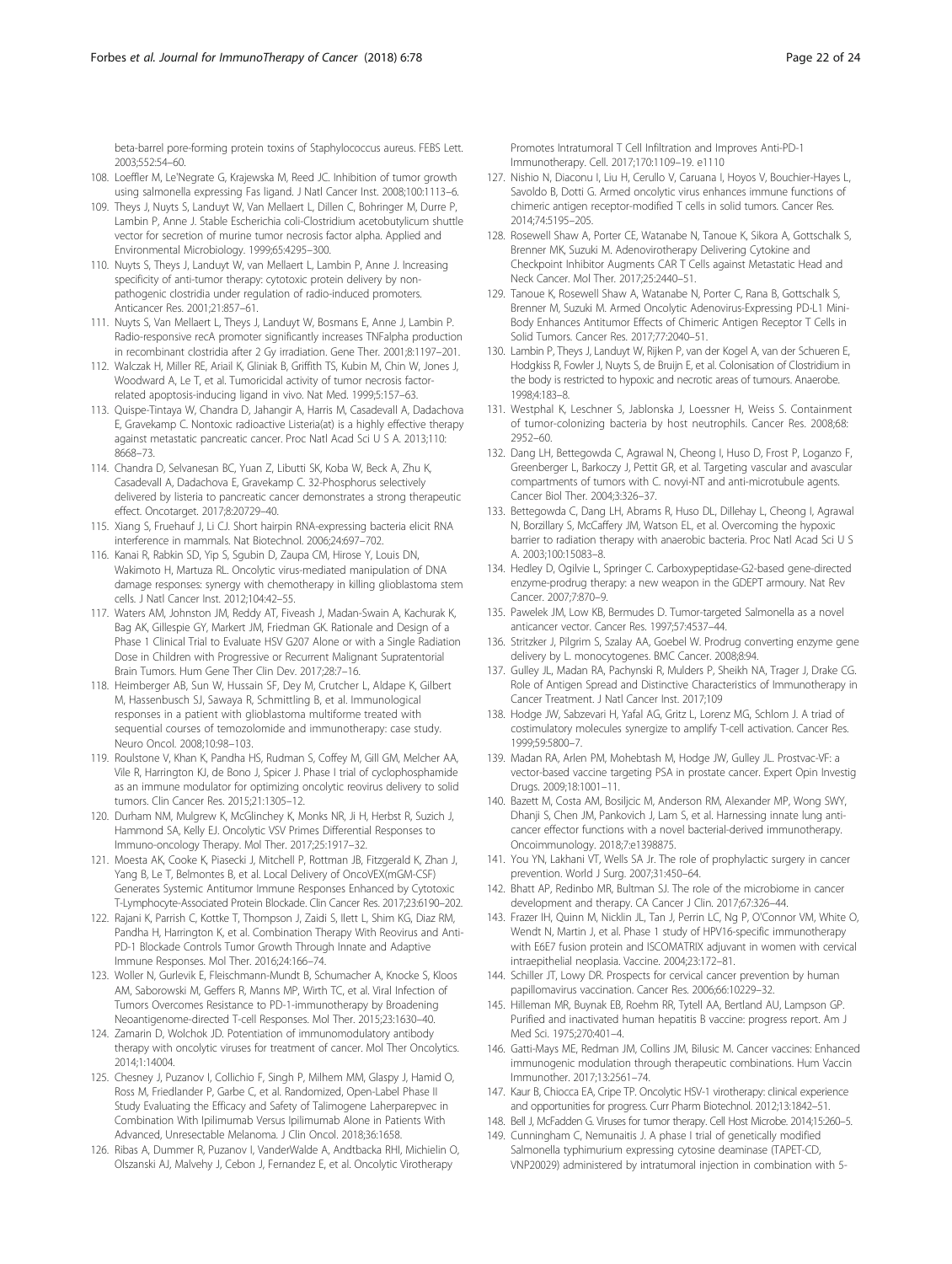beta-barrel pore-forming protein toxins of Staphylococcus aureus. FEBS Lett. 2003;552:54–60.

108. Loeffler M, Le'Negrate G, Krajewska M, Reed JC. Inhibition of tumor growth using salmonella expressing Fas ligand. J Natl Cancer Inst. 2008;100:1113–6.
109. Theys J, Nuyts S, Landuyt W, Van Mellaert L, Dillen C, Bohringer M, Durre P, Lambin P, Anne J. Stable Escherichia coli-Clostridium acetobutylicum shuttle vector for secretion of murine tumor necrosis factor alpha. Applied and Environmental Microbiology. 1999;65:4295–300.
110. Nuyts S, Theys J, Landuyt W, van Mellaert L, Lambin P, Anne J. Increasing specificity of anti-tumor therapy: cytotoxic protein delivery by non-pathogenic clostridia under regulation of radio-induced promoters. Anticancer Res. 2001;21:857–61.
111. Nuyts S, Van Mellaert L, Theys J, Landuyt W, Bosmans E, Anne J, Lambin P. Radio-responsive recA promoter significantly increases TNFalpha production in recombinant clostridia after 2 Gy irradiation. Gene Ther. 2001;8:1197–201.
112. Walczak H, Miller RE, Ariail K, Gliniak B, Griffith TS, Kubin M, Chin W, Jones J, Woodward A, Le T, et al. Tumoricidal activity of tumor necrosis factor-related apoptosis-inducing ligand in vivo. Nat Med. 1999;5:157–63.
113. Quispe-Tintaya W, Chandra D, Jahangir A, Harris M, Casadevall A, Dadachova E, Gravekamp C. Nontoxic radioactive Listeria(at) is a highly effective therapy against metastatic pancreatic cancer. Proc Natl Acad Sci U S A. 2013;110: 8668–73.
114. Chandra D, Selvanesan BC, Yuan Z, Libutti SK, Koba W, Beck A, Zhu K, Casadevall A, Dadachova E, Gravekamp C. 32-Phosphorus selectively delivered by listeria to pancreatic cancer demonstrates a strong therapeutic effect. Oncotarget. 2017;8:20729–40.
115. Xiang S, Fruehauf J, Li CJ. Short hairpin RNA-expressing bacteria elicit RNA interference in mammals. Nat Biotechnol. 2006;24:697–702.
116. Kanai R, Rabkin SD, Yip S, Sgubin D, Zaupa CM, Hirose Y, Louis DN, Wakimoto H, Martuza RL. Oncolytic virus-mediated manipulation of DNA damage responses: synergy with chemotherapy in killing glioblastoma stem cells. J Natl Cancer Inst. 2012;104:42–55.
117. Waters AM, Johnston JM, Reddy AT, Fiveash J, Madan-Swain A, Kachurak K, Bag AK, Gillespie GY, Markert JM, Friedman GK. Rationale and Design of a Phase 1 Clinical Trial to Evaluate HSV G207 Alone or with a Single Radiation Dose in Children with Progressive or Recurrent Malignant Supratentorial Brain Tumors. Hum Gene Ther Clin Dev. 2017;28:7–16.
118. Heimberger AB, Sun W, Hussain SF, Dey M, Crutcher L, Aldape K, Gilbert M, Hassenbusch SJ, Sawaya R, Schmittling B, et al. Immunological responses in a patient with glioblastoma multiforme treated with sequential courses of temozolomide and immunotherapy: case study. Neuro Oncol. 2008;10:98–103.
119. Roulstone V, Khan K, Pandha HS, Rudman S, Coffey M, Gill GM, Melcher AA, Vile R, Harrington KJ, de Bono J, Spicer J. Phase I trial of cyclophosphamide as an immune modulator for optimizing oncolytic reovirus delivery to solid tumors. Clin Cancer Res. 2015;21:1305–12.
120. Durham NM, Mulgrew K, McGlinchey K, Monks NR, Ji H, Herbst R, Suzich J, Hammond SA, Kelly EJ. Oncolytic VSV Primes Differential Responses to Immuno-oncology Therapy. Mol Ther. 2017;25:1917–32.
121. Moesta AK, Cooke K, Piasecki J, Mitchell P, Rottman JB, Fitzgerald K, Zhan J, Yang B, Le T, Belmontes B, et al. Local Delivery of OncoVEX(mGM-CSF) Generates Systemic Antitumor Immune Responses Enhanced by Cytotoxic T-Lymphocyte-Associated Protein Blockade. Clin Cancer Res. 2017;23:6190–202.
122. Rajani K, Parrish C, Kottke T, Thompson J, Zaidi S, Ilett L, Shim KG, Diaz RM, Pandha H, Harrington K, et al. Combination Therapy With Reovirus and Anti-PD-1 Blockade Controls Tumor Growth Through Innate and Adaptive Immune Responses. Mol Ther. 2016;24:166–74.
123. Woller N, Gurlevik E, Fleischmann-Mundt B, Schumacher A, Knocke S, Kloos AM, Saborowski M, Geffers R, Manns MP, Wirth TC, et al. Viral Infection of Tumors Overcomes Resistance to PD-1-immunotherapy by Broadening Neoantigenome-directed T-cell Responses. Mol Ther. 2015;23:1630–40.
124. Zamarin D, Wolchok JD. Potentiation of immunomodulatory antibody therapy with oncolytic viruses for treatment of cancer. Mol Ther Oncolytics. 2014;1:14004.
125. Chesney J, Puzanov I, Collichio F, Singh P, Milhem MM, Glaspy J, Hamid O, Ross M, Friedlander P, Garbe C, et al. Randomized, Open-Label Phase II Study Evaluating the Efficacy and Safety of Talimogene Laherparepvec in Combination With Ipilimumab Versus Ipilimumab Alone in Patients With Advanced, Unresectable Melanoma. J Clin Oncol. 2018;36:1658.
126. Ribas A, Dummer R, Puzanov I, VanderWalde A, Andtbacka RHI, Michielin O, Olszanski AJ, Malvehy J, Cebon J, Fernandez E, et al. Oncolytic Virotherapy Promotes Intratumoral T Cell Infiltration and Improves Anti-PD-1 Immunotherapy. Cell. 2017;170:1109–19. e1110
127. Nishio N, Diaconu I, Liu H, Cerullo V, Caruana I, Hoyos V, Bouchier-Hayes L, Savoldo B, Dotti G. Armed oncolytic virus enhances immune functions of chimeric antigen receptor-modified T cells in solid tumors. Cancer Res. 2014;74:5195–205.
128. Rosewell Shaw A, Porter CE, Watanabe N, Tanoue K, Sikora A, Gottschalk S, Brenner MK, Suzuki M. Adenovirotherapy Delivering Cytokine and Checkpoint Inhibitor Augments CAR T Cells against Metastatic Head and Neck Cancer. Mol Ther. 2017;25:2440–51.
129. Tanoue K, Rosewell Shaw A, Watanabe N, Porter C, Rana B, Gottschalk S, Brenner M, Suzuki M. Armed Oncolytic Adenovirus-Expressing PD-L1 Mini-Body Enhances Antitumor Effects of Chimeric Antigen Receptor T Cells in Solid Tumors. Cancer Res. 2017;77:2040–51.
130. Lambin P, Theys J, Landuyt W, Rijken P, van der Kogel A, van der Schueren E, Hodgkiss R, Fowler J, Nuyts S, de Bruijn E, et al. Colonisation of Clostridium in the body is restricted to hypoxic and necrotic areas of tumours. Anaerobe. 1998;4:183–8.
131. Westphal K, Leschner S, Jablonska J, Loessner H, Weiss S. Containment of tumor-colonizing bacteria by host neutrophils. Cancer Res. 2008;68: 2952–60.
132. Dang LH, Bettegowda C, Agrawal N, Cheong I, Huso D, Frost P, Loganzo F, Greenberger L, Barkoczy J, Pettit GR, et al. Targeting vascular and avascular compartments of tumors with C. novyi-NT and anti-microtubule agents. Cancer Biol Ther. 2004;3:326–37.
133. Bettegowda C, Dang LH, Abrams R, Huso DL, Dillehay L, Cheong I, Agrawal N, Borzillary S, McCaffery JM, Watson EL, et al. Overcoming the hypoxic barrier to radiation therapy with anaerobic bacteria. Proc Natl Acad Sci U S A. 2003;100:15083–8.
134. Hedley D, Ogilvie L, Springer C. Carboxypeptidase-G2-based gene-directed enzyme-prodrug therapy: a new weapon in the GDEPT armoury. Nat Rev Cancer. 2007;7:870–9.
135. Pawelek JM, Low KB, Bermudes D. Tumor-targeted Salmonella as a novel anticancer vector. Cancer Res. 1997;57:4537–44.
136. Stritzker J, Pilgrim S, Szalay AA, Goebel W. Prodrug converting enzyme gene delivery by L. monocytogenes. BMC Cancer. 2008;8:94.
137. Gulley JL, Madan RA, Pachynski R, Mulders P, Sheikh NA, Trager J, Drake CG. Role of Antigen Spread and Distinctive Characteristics of Immunotherapy in Cancer Treatment. J Natl Cancer Inst. 2017;109
138. Hodge JW, Sabzevari H, Yafal AG, Gritz L, Lorenz MG, Schlom J. A triad of costimulatory molecules synergize to amplify T-cell activation. Cancer Res. 1999;59:5800–7.
139. Madan RA, Arlen PM, Mohebtash M, Hodge JW, Gulley JL. Prostvac-VF: a vector-based vaccine targeting PSA in prostate cancer. Expert Opin Investig Drugs. 2009;18:1001–11.
140. Bazett M, Costa AM, Bosiljcic M, Anderson RM, Alexander MP, Wong SWY, Dhanji S, Chen JM, Pankovich J, Lam S, et al. Harnessing innate lung anti-cancer effector functions with a novel bacterial-derived immunotherapy. Oncoimmunology. 2018;7:e1398875.
141. You YN, Lakhani VT, Wells SA Jr. The role of prophylactic surgery in cancer prevention. World J Surg. 2007;31:450–64.
142. Bhatt AP, Redinbo MR, Bultman SJ. The role of the microbiome in cancer development and therapy. CA Cancer J Clin. 2017;67:326–44.
143. Frazer IH, Quinn M, Nicklin JL, Tan J, Perrin LC, Ng P, O'Connor VM, White O, Wendt N, Martin J, et al. Phase 1 study of HPV16-specific immunotherapy with E6E7 fusion protein and ISCOMATRIX adjuvant in women with cervical intraepithelial neoplasia. Vaccine. 2004;23:172–81.
144. Schiller JT, Lowy DR. Prospects for cervical cancer prevention by human papillomavirus vaccination. Cancer Res. 2006;66:10229–32.
145. Hilleman MR, Buynak EB, Roehm RR, Tytell AA, Bertland AU, Lampson GP. Purified and inactivated human hepatitis B vaccine: progress report. Am J Med Sci. 1975;270:401–4.
146. Gatti-Mays ME, Redman JM, Collins JM, Bilusic M. Cancer vaccines: Enhanced immunogenic modulation through therapeutic combinations. Hum Vaccin Immunother. 2017;13:2561–74.
147. Kaur B, Chiocca EA, Cripe TP. Oncolytic HSV-1 virotherapy: clinical experience and opportunities for progress. Curr Pharm Biotechnol. 2012;13:1842–51.
148. Bell J, McFadden G. Viruses for tumor therapy. Cell Host Microbe. 2014;15:260–5.
149. Cunningham C, Nemunaitis J. A phase I trial of genetically modified Salmonella typhimurium expressing cytosine deaminase (TAPET-CD, VNP20029) administered by intratumoral injection in combination with 5-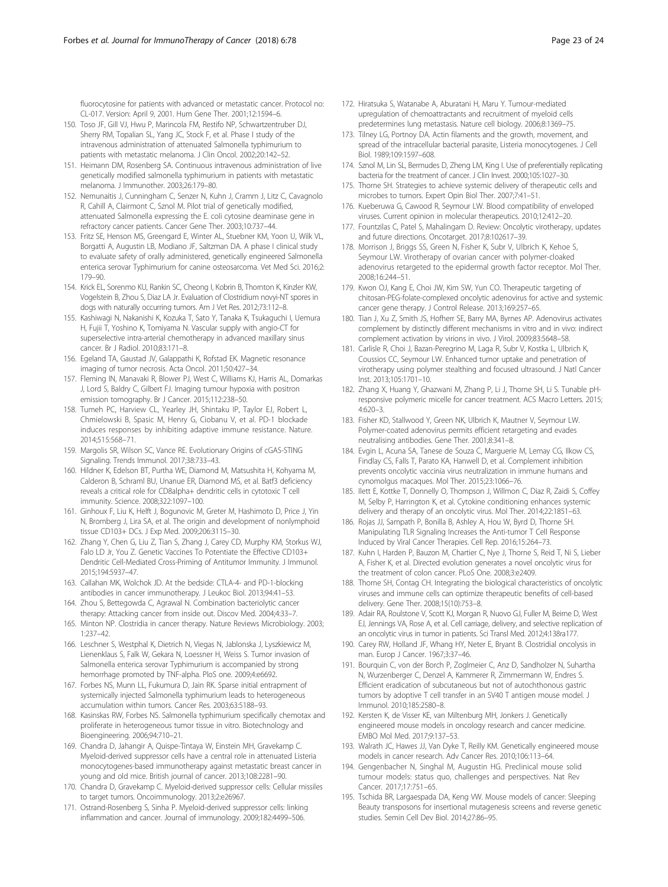fluorocytosine for patients with advanced or metastatic cancer. Protocol no: CL-017. Version: April 9, 2001. Hum Gene Ther. 2001;12:1594–6.

150. Toso JF, Gill VJ, Hwu P, Marincola FM, Restifo NP, Schwartzentruber DJ, Sherry RM, Topalian SL, Yang JC, Stock F, et al. Phase I study of the intravenous administration of attenuated Salmonella typhimurium to patients with metastatic melanoma. J Clin Oncol. 2002;20:142–52.
151. Heimann DM, Rosenberg SA. Continuous intravenous administration of live genetically modified salmonella typhimurium in patients with metastatic melanoma. J Immunother. 2003;26:179–80.
152. Nemunaitis J, Cunningham C, Senzer N, Kuhn J, Cramm J, Litz C, Cavagnolo R, Cahill A, Clairmont C, Sznol M. Pilot trial of genetically modified, attenuated Salmonella expressing the E. coli cytosine deaminase gene in refractory cancer patients. Cancer Gene Ther. 2003;10:737–44.
153. Fritz SE, Henson MS, Greengard E, Winter AL, Stuebner KM, Yoon U, Wilk VL, Borgatti A, Augustin LB, Modiano JF, Saltzman DA. A phase I clinical study to evaluate safety of orally administered, genetically engineered Salmonella enterica serovar Typhimurium for canine osteosarcoma. Vet Med Sci. 2016;2: 179–90.
154. Krick EL, Sorenmo KU, Rankin SC, Cheong I, Kobrin B, Thornton K, Kinzler KW, Vogelstein B, Zhou S, Diaz LA Jr. Evaluation of Clostridium novyi-NT spores in dogs with naturally occurring tumors. Am J Vet Res. 2012;73:112–8.
155. Kashiwagi N, Nakanishi K, Kozuka T, Sato Y, Tanaka K, Tsukaguchi I, Uemura H, Fujii T, Yoshino K, Tomiyama N. Vascular supply with angio-CT for superselective intra-arterial chemotherapy in advanced maxillary sinus cancer. Br J Radiol. 2010;83:171–8.
156. Egeland TA, Gaustad JV, Galappathi K, Rofstad EK. Magnetic resonance imaging of tumor necrosis. Acta Oncol. 2011;50:427–34.
157. Fleming IN, Manavaki R, Blower PJ, West C, Williams KJ, Harris AL, Domarkas J, Lord S, Baldry C, Gilbert FJ. Imaging tumour hypoxia with positron emission tomography. Br J Cancer. 2015;112:238–50.
158. Tumeh PC, Harview CL, Yearley JH, Shintaku IP, Taylor EJ, Robert L, Chmielowski B, Spasic M, Henry G, Ciobanu V, et al. PD-1 blockade induces responses by inhibiting adaptive immune resistance. Nature. 2014;515:568–71.
159. Margolis SR, Wilson SC, Vance RE. Evolutionary Origins of cGAS-STING Signaling. Trends Immunol. 2017;38:733–43.
160. Hildner K, Edelson BT, Purtha WE, Diamond M, Matsushita H, Kohyama M, Calderon B, Schraml BU, Unanue ER, Diamond MS, et al. Batf3 deficiency reveals a critical role for CD8alpha+ dendritic cells in cytotoxic T cell immunity. Science. 2008;322:1097–100.
161. Ginhoux F, Liu K, Helft J, Bogunovic M, Greter M, Hashimoto D, Price J, Yin N, Bromberg J, Lira SA, et al. The origin and development of nonlymphoid tissue CD103+ DCs. J Exp Med. 2009;206:3115–30.
162. Zhang Y, Chen G, Liu Z, Tian S, Zhang J, Carey CD, Murphy KM, Storkus WJ, Falo LD Jr, You Z. Genetic Vaccines To Potentiate the Effective CD103+ Dendritic Cell-Mediated Cross-Priming of Antitumor Immunity. J Immunol. 2015;194:5937–47.
163. Callahan MK, Wolchok JD. At the bedside: CTLA-4- and PD-1-blocking antibodies in cancer immunotherapy. J Leukoc Biol. 2013;94:41–53.
164. Zhou S, Bettegowda C, Agrawal N. Combination bacteriolytic cancer therapy: Attacking cancer from inside out. Discov Med. 2004;4:33–7.
165. Minton NP. Clostridia in cancer therapy. Nature Reviews Microbiology. 2003; 1:237–42.
166. Leschner S, Westphal K, Dietrich N, Viegas N, Jablonska J, Lyszkiewicz M, Lienenklaus S, Falk W, Gekara N, Loessner H, Weiss S. Tumor invasion of Salmonella enterica serovar Typhimurium is accompanied by strong hemorrhage promoted by TNF-alpha. PloS one. 2009;4:e6692.
167. Forbes NS, Munn LL, Fukumura D, Jain RK. Sparse initial entrapment of systemically injected Salmonella typhimurium leads to heterogeneous accumulation within tumors. Cancer Res. 2003;63:5188–93.
168. Kasinskas RW, Forbes NS. Salmonella typhimurium specifically chemotax and proliferate in heterogeneous tumor tissue in vitro. Biotechnology and Bioengineering. 2006;94:710–21.
169. Chandra D, Jahangir A, Quispe-Tintaya W, Einstein MH, Gravekamp C. Myeloid-derived suppressor cells have a central role in attenuated Listeria monocytogenes-based immunotherapy against metastatic breast cancer in young and old mice. British journal of cancer. 2013;108:2281–90.
170. Chandra D, Gravekamp C. Myeloid-derived suppressor cells: Cellular missiles to target tumors. Oncoimmunology. 2013;2:e26967.
171. Ostrand-Rosenberg S, Sinha P. Myeloid-derived suppressor cells: linking inflammation and cancer. Journal of immunology. 2009;182:4499–506.
172. Hiratsuka S, Watanabe A, Aburatani H, Maru Y. Tumour-mediated upregulation of chemoattractants and recruitment of myeloid cells predetermines lung metastasis. Nature cell biology. 2006;8:1369–75.
173. Tilney LG, Portnoy DA. Actin filaments and the growth, movement, and spread of the intracellular bacterial parasite, Listeria monocytogenes. J Cell Biol. 1989;109:1597–608.
174. Sznol M, Lin SL, Bermudes D, Zheng LM, King I. Use of preferentially replicating bacteria for the treatment of cancer. J Clin Invest. 2000;105:1027–30.
175. Thorne SH. Strategies to achieve systemic delivery of therapeutic cells and microbes to tumors. Expert Opin Biol Ther. 2007;7:41–51.
176. Kueberuwa G, Cawood R, Seymour LW. Blood compatibility of enveloped viruses. Current opinion in molecular therapeutics. 2010;12:412–20.
177. Fountzilas C, Patel S, Mahalingam D. Review: Oncolytic virotherapy, updates and future directions. Oncotarget. 2017;8:102617–39.
178. Morrison J, Briggs SS, Green N, Fisher K, Subr V, Ulbrich K, Kehoe S, Seymour LW. Virotherapy of ovarian cancer with polymer-cloaked adenovirus retargeted to the epidermal growth factor receptor. Mol Ther. 2008;16:244–51.
179. Kwon OJ, Kang E, Choi JW, Kim SW, Yun CO. Therapeutic targeting of chitosan-PEG-folate-complexed oncolytic adenovirus for active and systemic cancer gene therapy. J Control Release. 2013;169:257–65.
180. Tian J, Xu Z, Smith JS, Hofherr SE, Barry MA, Byrnes AP. Adenovirus activates complement by distinctly different mechanisms in vitro and in vivo: indirect complement activation by virions in vivo. J Virol. 2009;83:5648–58.
181. Carlisle R, Choi J, Bazan-Peregrino M, Laga R, Subr V, Kostka L, Ulbrich K, Coussios CC, Seymour LW. Enhanced tumor uptake and penetration of virotherapy using polymer stealthing and focused ultrasound. J Natl Cancer Inst. 2013;105:1701–10.
182. Zhang X, Huang Y, Ghazwani M, Zhang P, Li J, Thorne SH, Li S. Tunable pH-responsive polymeric micelle for cancer treatment. ACS Macro Letters. 2015; 4:620–3.
183. Fisher KD, Stallwood Y, Green NK, Ulbrich K, Mautner V, Seymour LW. Polymer-coated adenovirus permits efficient retargeting and evades neutralising antibodies. Gene Ther. 2001;8:341–8.
184. Evgin L, Acuna SA, Tanese de Souza C, Marguerie M, Lemay CG, Ilkow CS, Findlay CS, Falls T, Parato KA, Hanwell D, et al. Complement inhibition prevents oncolytic vaccinia virus neutralization in immune humans and cynomolgus macaques. Mol Ther. 2015;23:1066–76.
185. Ilett E, Kottke T, Donnelly O, Thompson J, Willmon C, Diaz R, Zaidi S, Coffey M, Selby P, Harrington K, et al. Cytokine conditioning enhances systemic delivery and therapy of an oncolytic virus. Mol Ther. 2014;22:1851–63.
186. Rojas JJ, Sampath P, Bonilla B, Ashley A, Hou W, Byrd D, Thorne SH. Manipulating TLR Signaling Increases the Anti-tumor T Cell Response Induced by Viral Cancer Therapies. Cell Rep. 2016;15:264–73.
187. Kuhn I, Harden P, Bauzon M, Chartier C, Nye J, Thorne S, Reid T, Ni S, Lieber A, Fisher K, et al. Directed evolution generates a novel oncolytic virus for the treatment of colon cancer. PLoS One. 2008;3:e2409.
188. Thorne SH, Contag CH. Integrating the biological characteristics of oncolytic viruses and immune cells can optimize therapeutic benefits of cell-based delivery. Gene Ther. 2008;15(10):753–8.
189. Adair RA, Roulstone V, Scott KJ, Morgan R, Nuovo GJ, Fuller M, Beirne D, West EJ, Jennings VA, Rose A, et al. Cell carriage, delivery, and selective replication of an oncolytic virus in tumor in patients. Sci Transl Med. 2012;4:138ra177.
190. Carey RW, Holland JF, Whang HY, Neter E, Bryant B. Clostridial oncolysis in man. Europ J Cancer. 1967;3:37–46.
191. Bourquin C, von der Borch P, Zoglmeier C, Anz D, Sandholzer N, Suhartha N, Wurzenberger C, Denzel A, Kammerer R, Zimmermann W, Endres S. Efficient eradication of subcutaneous but not of autochthonous gastric tumors by adoptive T cell transfer in an SV40 T antigen mouse model. J Immunol. 2010;185:2580–8.
192. Kersten K, de Visser KE, van Miltenburg MH, Jonkers J. Genetically engineered mouse models in oncology research and cancer medicine. EMBO Mol Med. 2017;9:137–53.
193. Walrath JC, Hawes JJ, Van Dyke T, Reilly KM. Genetically engineered mouse models in cancer research. Adv Cancer Res. 2010;106:113–64.
194. Gengenbacher N, Singhal M, Augustin HG. Preclinical mouse solid tumour models: status quo, challenges and perspectives. Nat Rev Cancer. 2017;17:751–65.
195. Tschida BR, Largaespada DA, Keng VW. Mouse models of cancer: Sleeping Beauty transposons for insertional mutagenesis screens and reverse genetic studies. Semin Cell Dev Biol. 2014;27:86–95.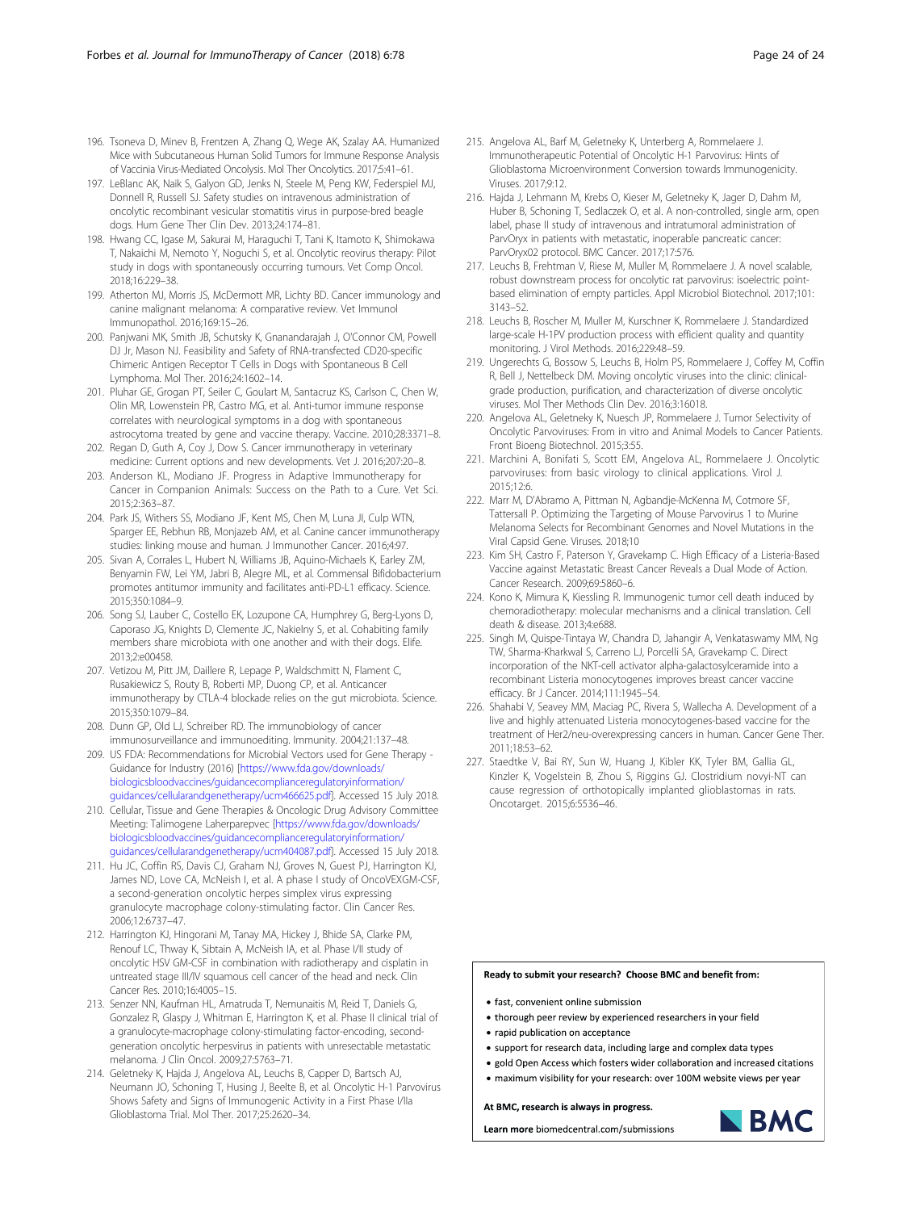196. Tsoneva D, Minev B, Frentzen A, Zhang Q, Wege AK, Szalay AA. Humanized Mice with Subcutaneous Human Solid Tumors for Immune Response Analysis of Vaccinia Virus-Mediated Oncolysis. Mol Ther Oncolytics. 2017;5:41–61.
197. LeBlanc AK, Naik S, Galyon GD, Jenks N, Steele M, Peng KW, Federspiel MJ, Donnell R, Russell SJ. Safety studies on intravenous administration of oncolytic recombinant vesicular stomatitis virus in purpose-bred beagle dogs. Hum Gene Ther Clin Dev. 2013;24:174–81.
198. Hwang CC, Igase M, Sakurai M, Haraguchi T, Tani K, Itamoto K, Shimokawa T, Nakaichi M, Nemoto Y, Noguchi S, et al. Oncolytic reovirus therapy: Pilot study in dogs with spontaneously occurring tumours. Vet Comp Oncol. 2018;16:229–38.
199. Atherton MJ, Morris JS, McDermott MR, Lichty BD. Cancer immunology and canine malignant melanoma: A comparative review. Vet Immunol Immunopathol. 2016;169:15–26.
200. Panjwani MK, Smith JB, Schutsky K, Gnanandarajah J, O'Connor CM, Powell DJ Jr, Mason NJ. Feasibility and Safety of RNA-transfected CD20-specific Chimeric Antigen Receptor T Cells in Dogs with Spontaneous B Cell Lymphoma. Mol Ther. 2016;24:1602–14.
201. Pluhar GE, Grogan PT, Seiler C, Goulart M, Santacruz KS, Carlson C, Chen W, Olin MR, Lowenstein PR, Castro MG, et al. Anti-tumor immune response correlates with neurological symptoms in a dog with spontaneous astrocytoma treated by gene and vaccine therapy. Vaccine. 2010;28:3371–8.
202. Regan D, Guth A, Coy J, Dow S. Cancer immunotherapy in veterinary medicine: Current options and new developments. Vet J. 2016;207:20–8.
203. Anderson KL, Modiano JF. Progress in Adaptive Immunotherapy for Cancer in Companion Animals: Success on the Path to a Cure. Vet Sci. 2015;2:363–87.
204. Park JS, Withers SS, Modiano JF, Kent MS, Chen M, Luna JI, Culp WTN, Sparger EE, Rebhun RB, Monjazeb AM, et al. Canine cancer immunotherapy studies: linking mouse and human. J Immunother Cancer. 2016;4:97.
205. Sivan A, Corrales L, Hubert N, Williams JB, Aquino-Michaels K, Earley ZM, Benyamin FW, Lei YM, Jabri B, Alegre ML, et al. Commensal Bifidobacterium promotes antitumor immunity and facilitates anti-PD-L1 efficacy. Science. 2015;350:1084–9.
206. Song SJ, Lauber C, Costello EK, Lozupone CA, Humphrey G, Berg-Lyons D, Caporaso JG, Knights D, Clemente JC, Nakielny S, et al. Cohabiting family members share microbiota with one another and with their dogs. Elife. 2013;2:e00458.
207. Vetizou M, Pitt JM, Daillere R, Lepage P, Waldschmitt N, Flament C, Rusakiewicz S, Routy B, Roberti MP, Duong CP, et al. Anticancer immunotherapy by CTLA-4 blockade relies on the gut microbiota. Science. 2015;350:1079–84.
208. Dunn GP, Old LJ, Schreiber RD. The immunobiology of cancer immunosurveillance and immunoediting. Immunity. 2004;21:137–48.
209. US FDA: Recommendations for Microbial Vectors used for Gene Therapy - Guidance for Industry (2016) [https://www.fda.gov/downloads/biologicsbloodvaccines/guidancecomplianceregulatoryinformation/guidances/cellularandgenetherapy/ucm466625.pdf]. Accessed 15 July 2018.
210. Cellular, Tissue and Gene Therapies & Oncologic Drug Advisory Committee Meeting: Talimogene Laherparepvec [https://www.fda.gov/downloads/biologicsbloodvaccines/guidancecomplianceregulatoryinformation/guidances/cellularandgenetherapy/ucm404087.pdf]. Accessed 15 July 2018.
211. Hu JC, Coffin RS, Davis CJ, Graham NJ, Groves N, Guest PJ, Harrington KJ, James ND, Love CA, McNeish I, et al. A phase I study of OncoVEXGM-CSF, a second-generation oncolytic herpes simplex virus expressing granulocyte macrophage colony-stimulating factor. Clin Cancer Res. 2006;12:6737–47.
212. Harrington KJ, Hingorani M, Tanay MA, Hickey J, Bhide SA, Clarke PM, Renouf LC, Thway K, Sibtain A, McNeish IA, et al. Phase I/II study of oncolytic HSV GM-CSF in combination with radiotherapy and cisplatin in untreated stage III/IV squamous cell cancer of the head and neck. Clin Cancer Res. 2010;16:4005–15.
213. Senzer NN, Kaufman HL, Amatruda T, Nemunaitis M, Reid T, Daniels G, Gonzalez R, Glaspy J, Whitman E, Harrington K, et al. Phase II clinical trial of a granulocyte-macrophage colony-stimulating factor-encoding, second-generation oncolytic herpesvirus in patients with unresectable metastatic melanoma. J Clin Oncol. 2009;27:5763–71.
214. Geletneky K, Hajda J, Angelova AL, Leuchs B, Capper D, Bartsch AJ, Neumann JO, Schoning T, Husing J, Beelte B, et al. Oncolytic H-1 Parvovirus Shows Safety and Signs of Immunogenic Activity in a First Phase I/IIa Glioblastoma Trial. Mol Ther. 2017;25:2620–34.
215. Angelova AL, Barf M, Geletneky K, Unterberg A, Rommelaere J. Immunotherapeutic Potential of Oncolytic H-1 Parvovirus: Hints of Glioblastoma Microenvironment Conversion towards Immunogenicity. Viruses. 2017;9:12.
216. Hajda J, Lehmann M, Krebs O, Kieser M, Geletneky K, Jager D, Dahm M, Huber B, Schoning T, Sedlaczek O, et al. A non-controlled, single arm, open label, phase II study of intravenous and intratumoral administration of ParvOryx in patients with metastatic, inoperable pancreatic cancer: ParvOryx02 protocol. BMC Cancer. 2017;17:576.
217. Leuchs B, Frehtman V, Riese M, Muller M, Rommelaere J. A novel scalable, robust downstream process for oncolytic rat parvovirus: isoelectric point-based elimination of empty particles. Appl Microbiol Biotechnol. 2017;101:3143–52.
218. Leuchs B, Roscher M, Muller M, Kurschner K, Rommelaere J. Standardized large-scale H-1PV production process with efficient quality and quantity monitoring. J Virol Methods. 2016;229:48–59.
219. Ungerechts G, Bossow S, Leuchs B, Holm PS, Rommelaere J, Coffey M, Coffin R, Bell J, Nettelbeck DM. Moving oncolytic viruses into the clinic: clinical-grade production, purification, and characterization of diverse oncolytic viruses. Mol Ther Methods Clin Dev. 2016;3:16018.
220. Angelova AL, Geletneky K, Nuesch JP, Rommelaere J. Tumor Selectivity of Oncolytic Parvoviruses: From in vitro and Animal Models to Cancer Patients. Front Bioeng Biotechnol. 2015;3:55.
221. Marchini A, Bonifati S, Scott EM, Angelova AL, Rommelaere J. Oncolytic parvoviruses: from basic virology to clinical applications. Virol J. 2015;12:6.
222. Marr M, D'Abramo A, Pittman N, Agbandje-McKenna M, Cotmore SF, Tattersall P. Optimizing the Targeting of Mouse Parvovirus 1 to Murine Melanoma Selects for Recombinant Genomes and Novel Mutations in the Viral Capsid Gene. Viruses. 2018;10
223. Kim SH, Castro F, Paterson Y, Gravekamp C. High Efficacy of a Listeria-Based Vaccine against Metastatic Breast Cancer Reveals a Dual Mode of Action. Cancer Research. 2009;69:5860–6.
224. Kono K, Mimura K, Kiessling R. Immunogenic tumor cell death induced by chemoradiotherapy: molecular mechanisms and a clinical translation. Cell death & disease. 2013;4:e688.
225. Singh M, Quispe-Tintaya W, Chandra D, Jahangir A, Venkataswamy MM, Ng TW, Sharma-Kharkwal S, Carreno LJ, Porcelli SA, Gravekamp C. Direct incorporation of the NKT-cell activator alpha-galactosylceramide into a recombinant Listeria monocytogenes improves breast cancer vaccine efficacy. Br J Cancer. 2014;111:1945–54.
226. Shahabi V, Seavey MM, Maciag PC, Rivera S, Wallecha A. Development of a live and highly attenuated Listeria monocytogenes-based vaccine for the treatment of Her2/neu-overexpressing cancers in human. Cancer Gene Ther. 2011;18:53–62.
227. Staedtke V, Bai RY, Sun W, Huang J, Kibler KK, Tyler BM, Gallia GL, Kinzler K, Vogelstein B, Zhou S, Riggins GJ. Clostridium novyi-NT can cause regression of orthotopically implanted glioblastomas in rats. Oncotarget. 2015;6:5536–46.

**Ready to submit your research? Choose BMC and benefit from:**

- fast, convenient online submission
- thorough peer review by experienced researchers in your field
- rapid publication on acceptance
- support for research data, including large and complex data types
- gold Open Access which fosters wider collaboration and increased citations
- maximum visibility for your research: over 100M website views per year

**At BMC, research is always in progress.**

**Learn more** biomedcentral.com/submissions

BMC